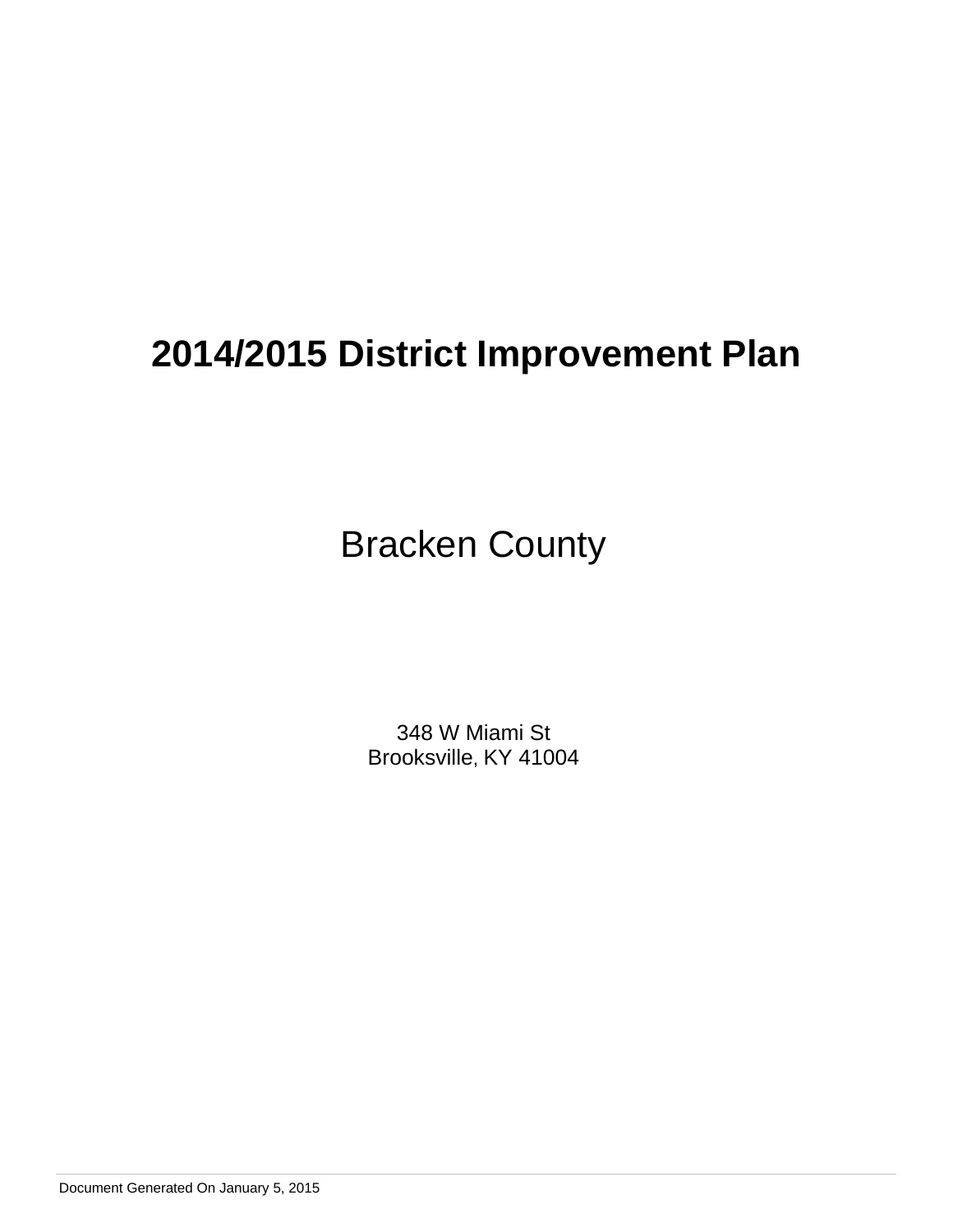# 2014/2015 District Improvement Plan

Bracken County

348 W Miami St
Brooksville, KY 41004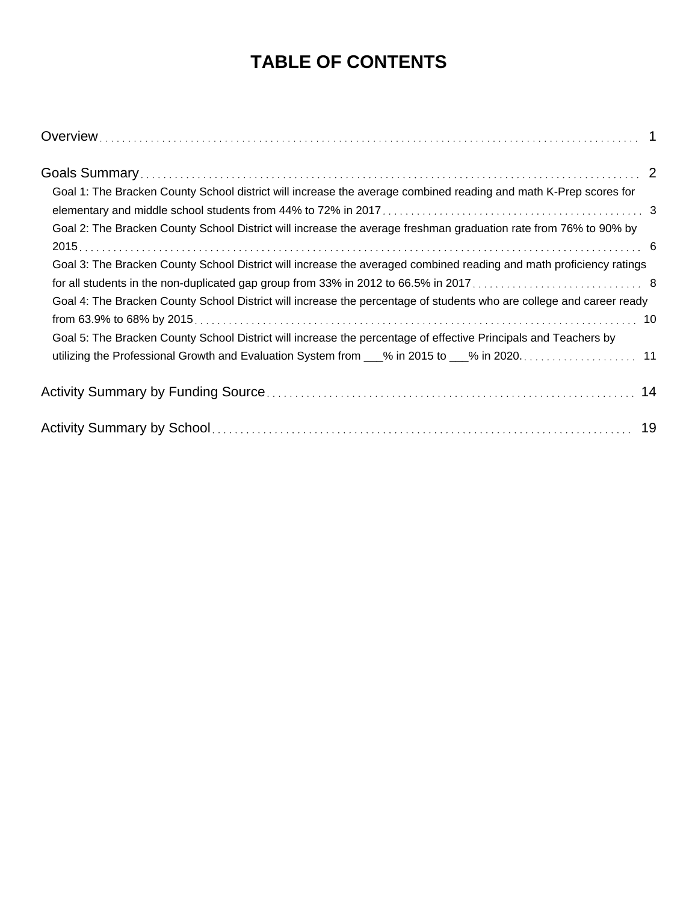# TABLE OF CONTENTS

Overview . . . . . . . . . . 1

Goals Summary . . . . . . . . . . 2

- Goal 1: The Bracken County School district will increase the average combined reading and math K-Prep scores for elementary and middle school students from 44% to 72% in 2017 . . . . . . . . . . 3
- Goal 2: The Bracken County School District will increase the average freshman graduation rate from 76% to 90% by 2015 . . . . . . . . . . 6
- Goal 3: The Bracken County School District will increase the averaged combined reading and math proficiency ratings for all students in the non-duplicated gap group from 33% in 2012 to 66.5% in 2017 . . . . . . . . . . 8
- Goal 4: The Bracken County School District will increase the percentage of students who are college and career ready from 63.9% to 68% by 2015 . . . . . . . . . . 10
- Goal 5: The Bracken County School District will increase the percentage of effective Principals and Teachers by utilizing the Professional Growth and Evaluation System from ___% in 2015 to ___% in 2020. . . . . . . . . . . 11

Activity Summary by Funding Source . . . . . . . . . . 14

Activity Summary by School . . . . . . . . . . 19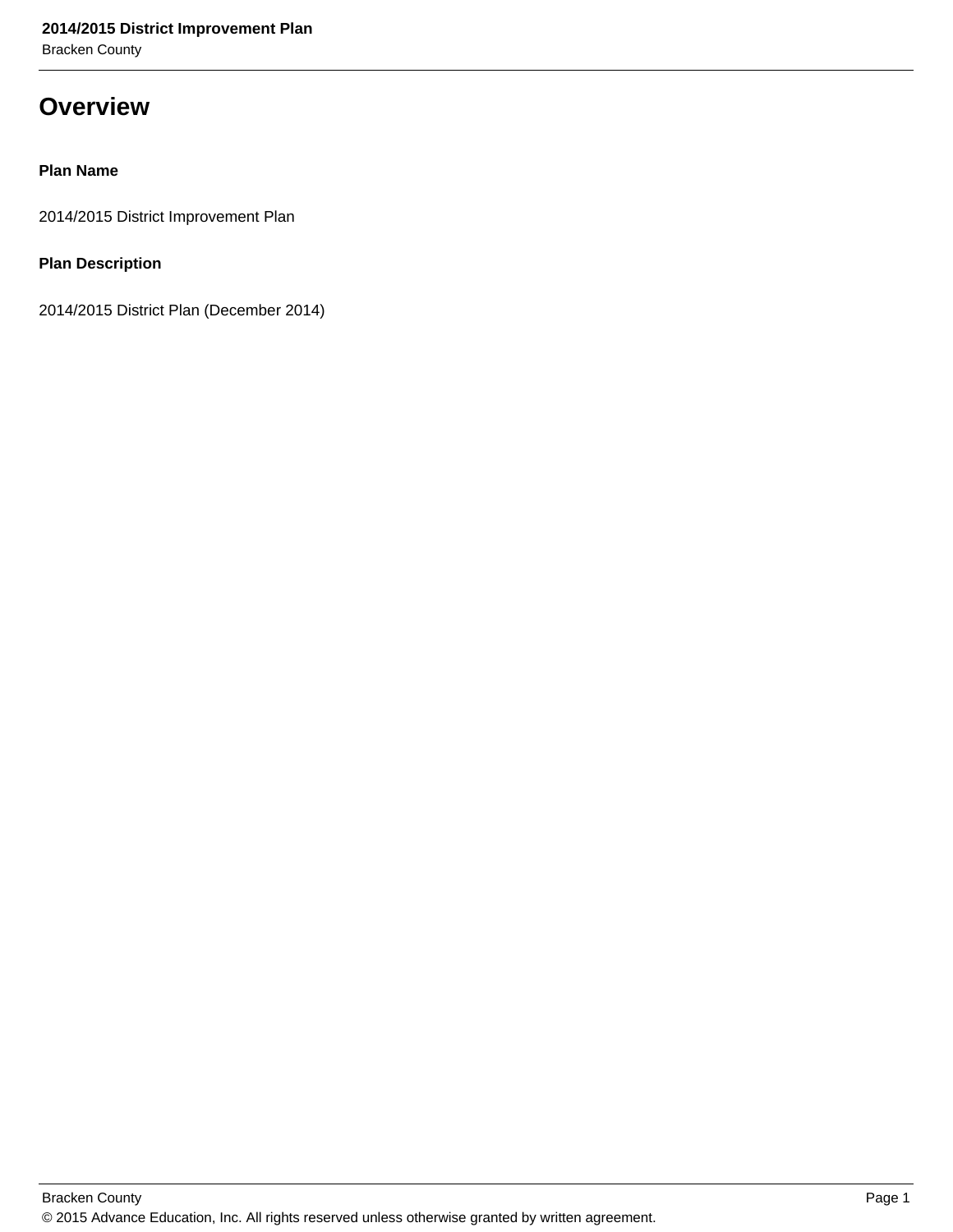# Overview

**Plan Name**

2014/2015 District Improvement Plan

**Plan Description**

2014/2015 District Plan (December 2014)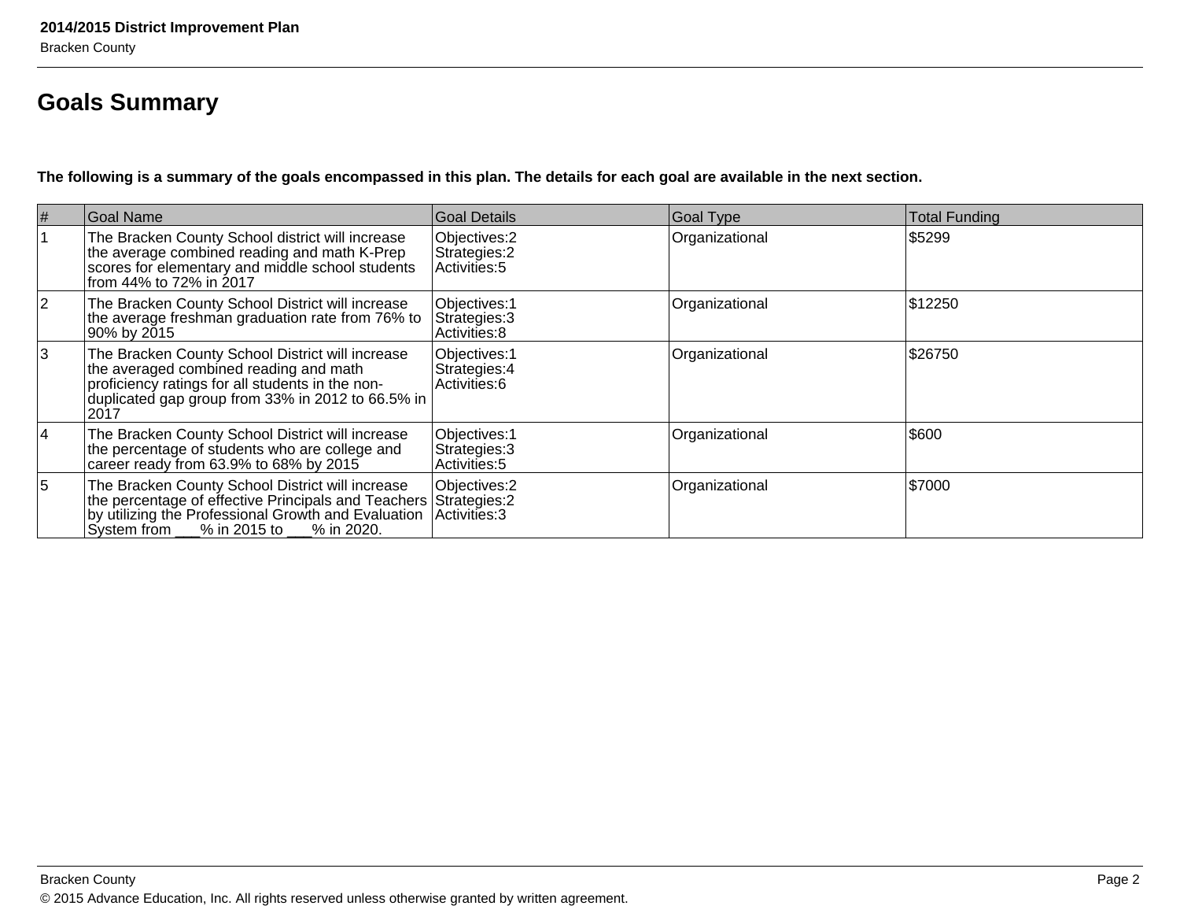## Goals Summary

**The following is a summary of the goals encompassed in this plan. The details for each goal are available in the next section.**

| # | Goal Name | Goal Details | Goal Type | Total Funding |
|---|---|---|---|---|
| 1 | The Bracken County School district will increase the average combined reading and math K-Prep scores for elementary and middle school students from 44% to 72% in 2017 | Objectives:2<br>Strategies:2<br>Activities:5 | Organizational | $5299 |
| 2 | The Bracken County School District will increase the average freshman graduation rate from 76% to 90% by 2015 | Objectives:1<br>Strategies:3<br>Activities:8 | Organizational | $12250 |
| 3 | The Bracken County School District will increase the averaged combined reading and math proficiency ratings for all students in the non-duplicated gap group from 33% in 2012 to 66.5% in 2017 | Objectives:1<br>Strategies:4<br>Activities:6 | Organizational | $26750 |
| 4 | The Bracken County School District will increase the percentage of students who are college and career ready from 63.9% to 68% by 2015 | Objectives:1<br>Strategies:3<br>Activities:5 | Organizational | $600 |
| 5 | The Bracken County School District will increase the percentage of effective Principals and Teachers by utilizing the Professional Growth and Evaluation System from ___% in 2015 to ___% in 2020. | Objectives:2<br>Strategies:2<br>Activities:3 | Organizational | $7000 |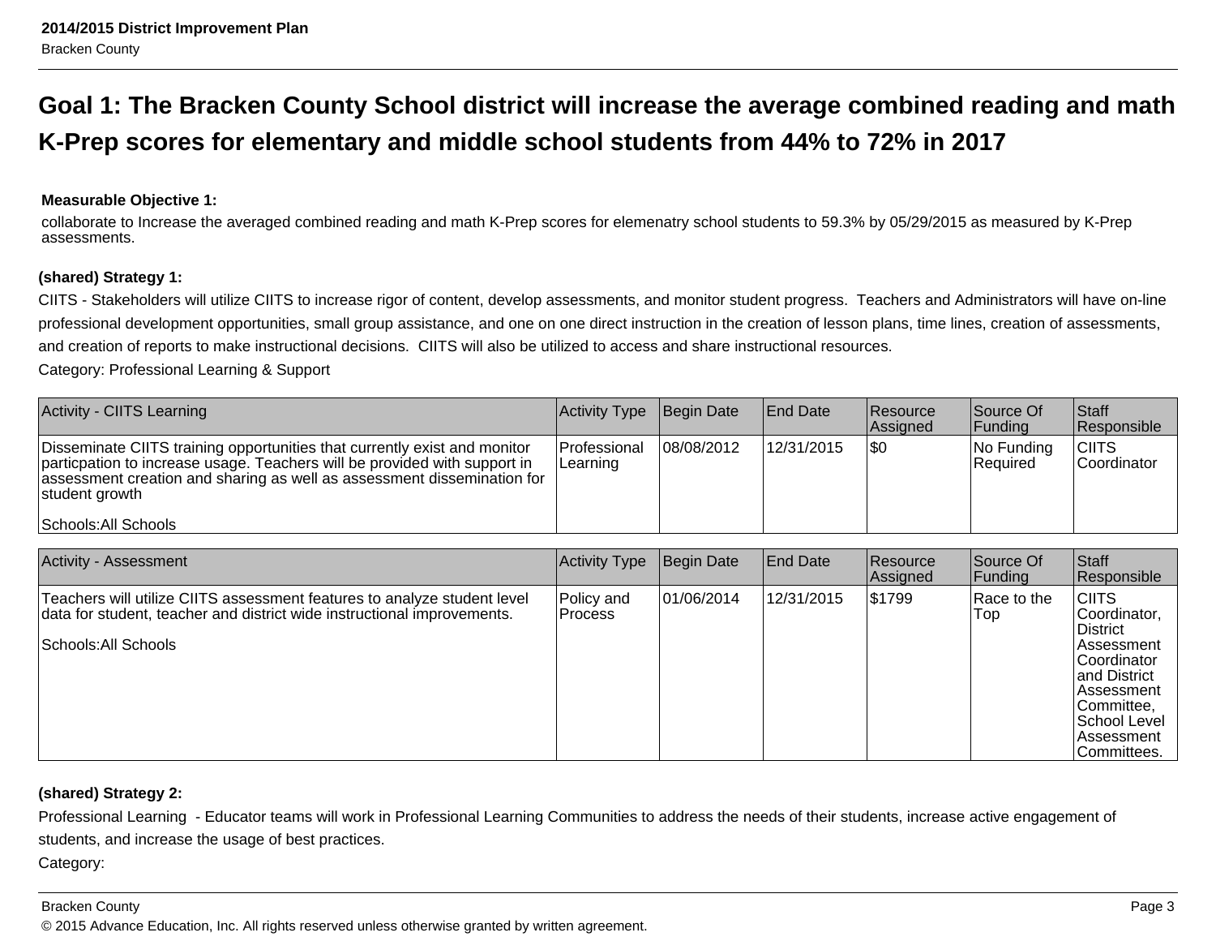## Goal 1: The Bracken County School district will increase the average combined reading and math K-Prep scores for elementary and middle school students from 44% to 72% in 2017

**Measurable Objective 1:**

collaborate to Increase the averaged combined reading and math K-Prep scores for elemenatry school students to 59.3% by 05/29/2015 as measured by K-Prep assessments.

**(shared) Strategy 1:**

CIITS - Stakeholders will utilize CIITS to increase rigor of content, develop assessments, and monitor student progress. Teachers and Administrators will have on-line professional development opportunities, small group assistance, and one on one direct instruction in the creation of lesson plans, time lines, creation of assessments, and creation of reports to make instructional decisions. CIITS will also be utilized to access and share instructional resources.

Category: Professional Learning & Support

| Activity - CIITS Learning | Activity Type | Begin Date | End Date | Resource Assigned | Source Of Funding | Staff Responsible |
|---|---|---|---|---|---|---|
| Disseminate CIITS training opportunities that currently exist and monitor particpation to increase usage. Teachers will be provided with support in assessment creation and sharing as well as assessment dissemination for student growth<br><br>Schools:All Schools | Professional Learning | 08/08/2012 | 12/31/2015 | $0 | No Funding Required | CIITS Coordinator |

| Activity - Assessment | Activity Type | Begin Date | End Date | Resource Assigned | Source Of Funding | Staff Responsible |
|---|---|---|---|---|---|---|
| Teachers will utilize CIITS assessment features to analyze student level data for student, teacher and district wide instructional improvements.<br><br>Schools:All Schools | Policy and Process | 01/06/2014 | 12/31/2015 | $1799 | Race to the Top | CIITS Coordinator, District Assessment Coordinator and District Assessment Committee, School Level Assessment Committees. |

**(shared) Strategy 2:**

Professional Learning - Educator teams will work in Professional Learning Communities to address the needs of their students, increase active engagement of students, and increase the usage of best practices.

Category: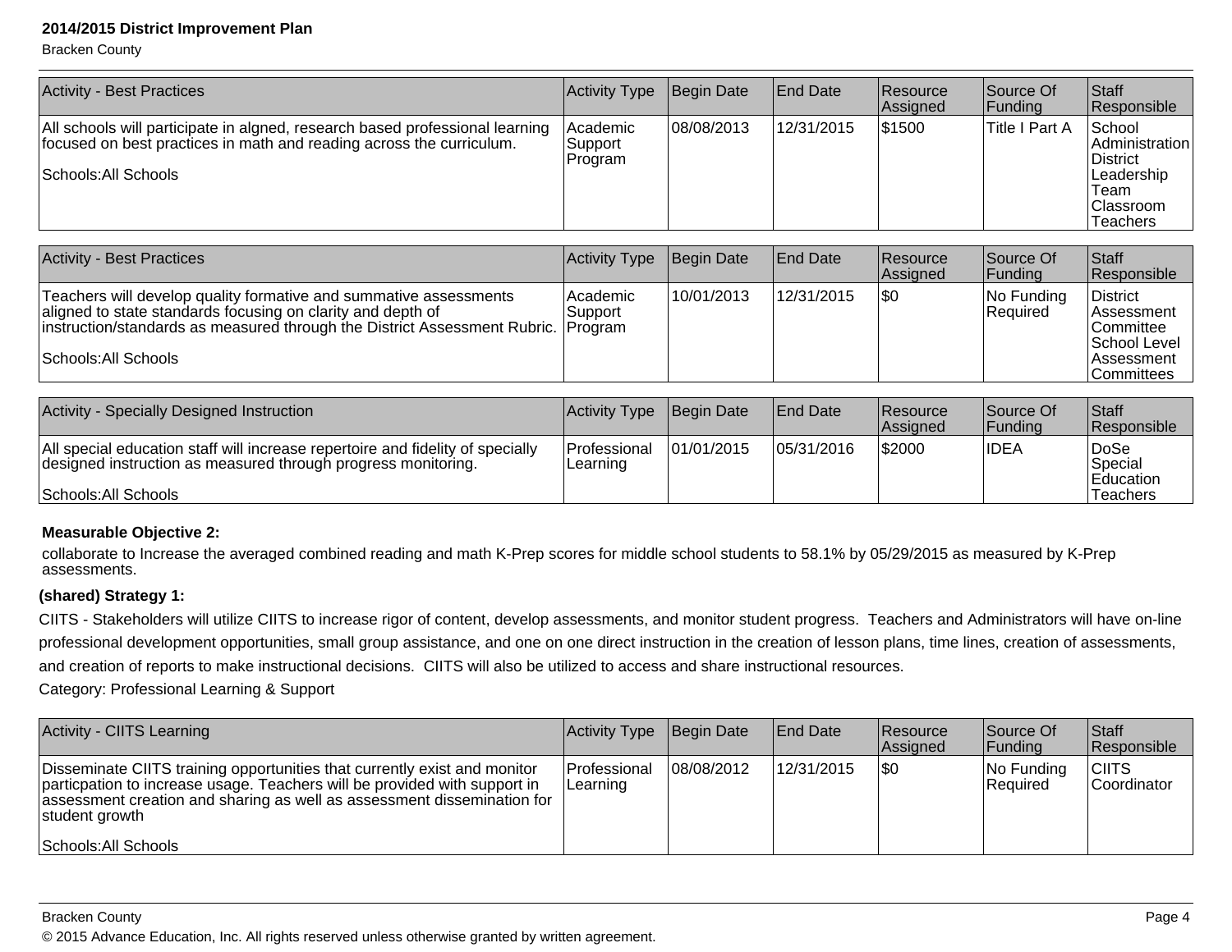| Activity - Best Practices | Activity Type | Begin Date | End Date | Resource Assigned | Source Of Funding | Staff Responsible |
|---|---|---|---|---|---|---|
| All schools will participate in algned, research based professional learning focused on best practices in math and reading across the curriculum.<br><br>Schools:All Schools | Academic Support Program | 08/08/2013 | 12/31/2015 | $1500 | Title I Part A | School Administration District Leadership Team Classroom Teachers |

| Activity - Best Practices | Activity Type | Begin Date | End Date | Resource Assigned | Source Of Funding | Staff Responsible |
|---|---|---|---|---|---|---|
| Teachers will develop quality formative and summative assessments aligned to state standards focusing on clarity and depth of instruction/standards as measured through the District Assessment Rubric.<br><br>Schools:All Schools | Academic Support Program | 10/01/2013 | 12/31/2015 | $0 | No Funding Required | District Assessment Committee School Level Assessment Committees |

| Activity - Specially Designed Instruction | Activity Type | Begin Date | End Date | Resource Assigned | Source Of Funding | Staff Responsible |
|---|---|---|---|---|---|---|
| All special education staff will increase repertoire and fidelity of specially designed instruction as measured through progress monitoring.<br><br>Schools:All Schools | Professional Learning | 01/01/2015 | 05/31/2016 | $2000 | IDEA | DoSe Special Education Teachers |

**Measurable Objective 2:**

collaborate to Increase the averaged combined reading and math K-Prep scores for middle school students to 58.1% by 05/29/2015 as measured by K-Prep assessments.

**(shared) Strategy 1:**

CIITS - Stakeholders will utilize CIITS to increase rigor of content, develop assessments, and monitor student progress. Teachers and Administrators will have on-line professional development opportunities, small group assistance, and one on one direct instruction in the creation of lesson plans, time lines, creation of assessments, and creation of reports to make instructional decisions. CIITS will also be utilized to access and share instructional resources.

Category: Professional Learning & Support

| Activity - CIITS Learning | Activity Type | Begin Date | End Date | Resource Assigned | Source Of Funding | Staff Responsible |
|---|---|---|---|---|---|---|
| Disseminate CIITS training opportunities that currently exist and monitor particpation to increase usage. Teachers will be provided with support in assessment creation and sharing as well as assessment dissemination for student growth<br><br>Schools:All Schools | Professional Learning | 08/08/2012 | 12/31/2015 | $0 | No Funding Required | CIITS Coordinator |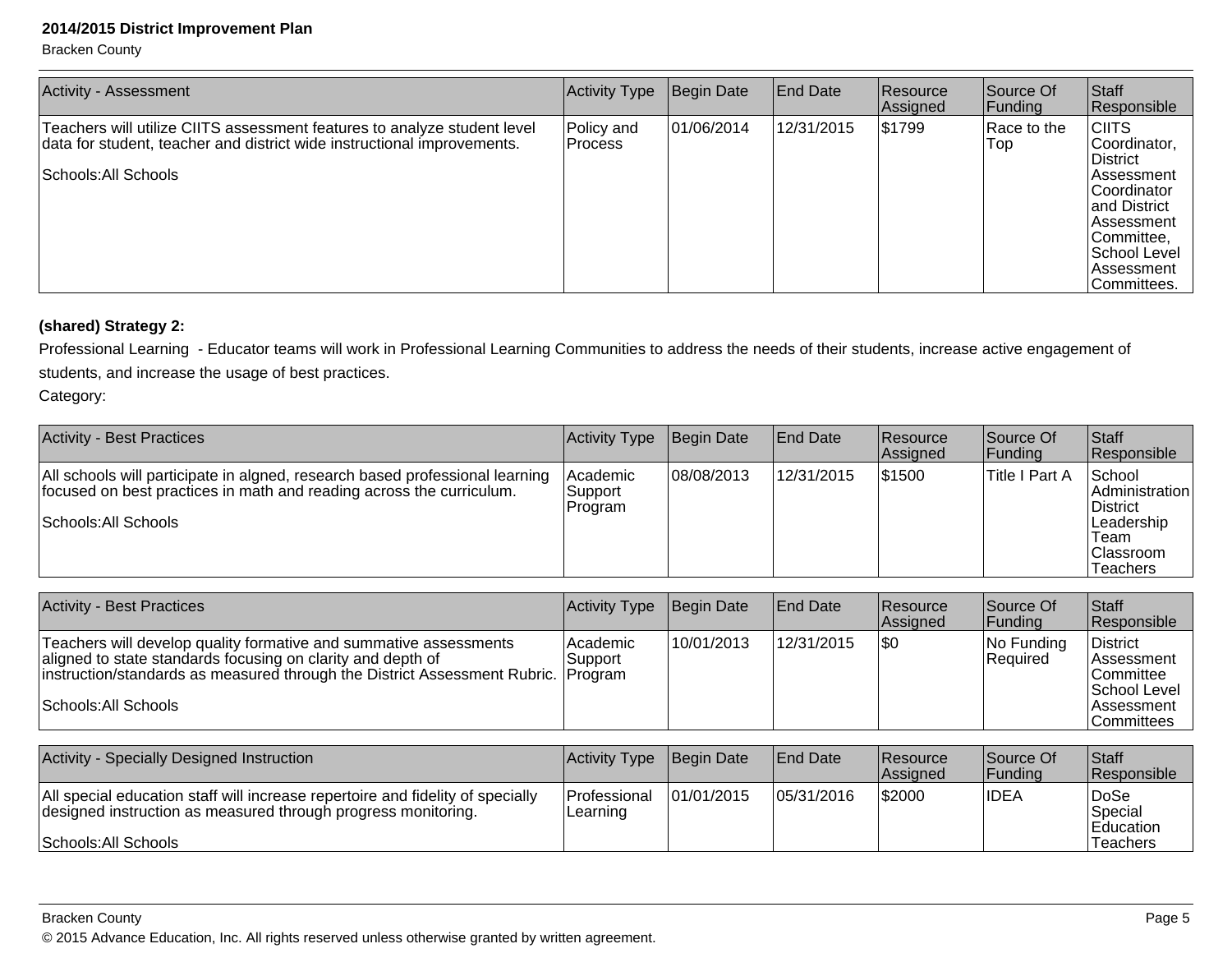| Activity - Assessment | Activity Type | Begin Date | End Date | Resource Assigned | Source Of Funding | Staff Responsible |
|---|---|---|---|---|---|---|
| Teachers will utilize CIITS assessment features to analyze student level data for student, teacher and district wide instructional improvements.<br><br>Schools:All Schools | Policy and Process | 01/06/2014 | 12/31/2015 | $1799 | Race to the Top | CIITS Coordinator, District Assessment Coordinator and District Assessment Committee, School Level Assessment Committees. |

**(shared) Strategy 2:**

Professional Learning - Educator teams will work in Professional Learning Communities to address the needs of their students, increase active engagement of students, and increase the usage of best practices.

Category:

| Activity - Best Practices | Activity Type | Begin Date | End Date | Resource Assigned | Source Of Funding | Staff Responsible |
|---|---|---|---|---|---|---|
| All schools will participate in algned, research based professional learning focused on best practices in math and reading across the curriculum.<br><br>Schools:All Schools | Academic Support Program | 08/08/2013 | 12/31/2015 | $1500 | Title I Part A | School Administration District Leadership Team Classroom Teachers |

| Activity - Best Practices | Activity Type | Begin Date | End Date | Resource Assigned | Source Of Funding | Staff Responsible |
|---|---|---|---|---|---|---|
| Teachers will develop quality formative and summative assessments aligned to state standards focusing on clarity and depth of instruction/standards as measured through the District Assessment Rubric.<br><br>Schools:All Schools | Academic Support Program | 10/01/2013 | 12/31/2015 | $0 | No Funding Required | District Assessment Committee School Level Assessment Committees |

| Activity - Specially Designed Instruction | Activity Type | Begin Date | End Date | Resource Assigned | Source Of Funding | Staff Responsible |
|---|---|---|---|---|---|---|
| All special education staff will increase repertoire and fidelity of specially designed instruction as measured through progress monitoring.<br><br>Schools:All Schools | Professional Learning | 01/01/2015 | 05/31/2016 | $2000 | IDEA | DoSe Special Education Teachers |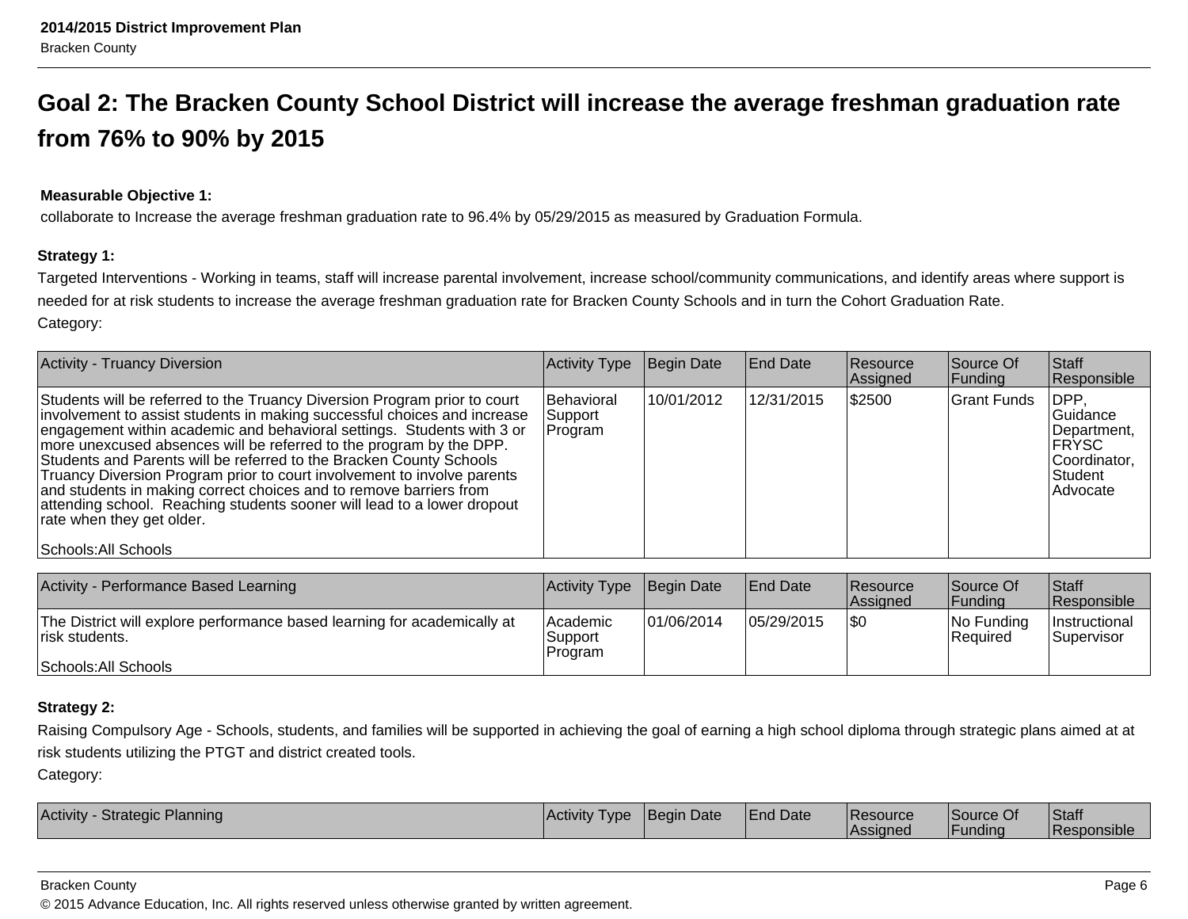# Goal 2: The Bracken County School District will increase the average freshman graduation rate from 76% to 90% by 2015

**Measurable Objective 1:**

collaborate to Increase the average freshman graduation rate to 96.4% by 05/29/2015 as measured by Graduation Formula.

**Strategy 1:**

Targeted Interventions - Working in teams, staff will increase parental involvement, increase school/community communications, and identify areas where support is needed for at risk students to increase the average freshman graduation rate for Bracken County Schools and in turn the Cohort Graduation Rate.

Category:

| Activity - Truancy Diversion | Activity Type | Begin Date | End Date | Resource Assigned | Source Of Funding | Staff Responsible |
|---|---|---|---|---|---|---|
| Students will be referred to the Truancy Diversion Program prior to court involvement to assist students in making successful choices and increase engagement within academic and behavioral settings. Students with 3 or more unexcused absences will be referred to the program by the DPP. Students and Parents will be referred to the Bracken County Schools Truancy Diversion Program prior to court involvement to involve parents and students in making correct choices and to remove barriers from attending school. Reaching students sooner will lead to a lower dropout rate when they get older.<br><br>Schools:All Schools | Behavioral Support Program | 10/01/2012 | 12/31/2015 | $2500 | Grant Funds | DPP, Guidance Department, FRYSC Coordinator, Student Advocate |

| Activity - Performance Based Learning | Activity Type | Begin Date | End Date | Resource Assigned | Source Of Funding | Staff Responsible |
|---|---|---|---|---|---|---|
| The District will explore performance based learning for academically at risk students.<br><br>Schools:All Schools | Academic Support Program | 01/06/2014 | 05/29/2015 | $0 | No Funding Required | Instructional Supervisor |

**Strategy 2:**

Raising Compulsory Age - Schools, students, and families will be supported in achieving the goal of earning a high school diploma through strategic plans aimed at at risk students utilizing the PTGT and district created tools.

Category:

| Activity - Strategic Planning | Activity Type | Begin Date | End Date | Resource Assigned | Source Of Funding | Staff Responsible |
|---|---|---|---|---|---|---|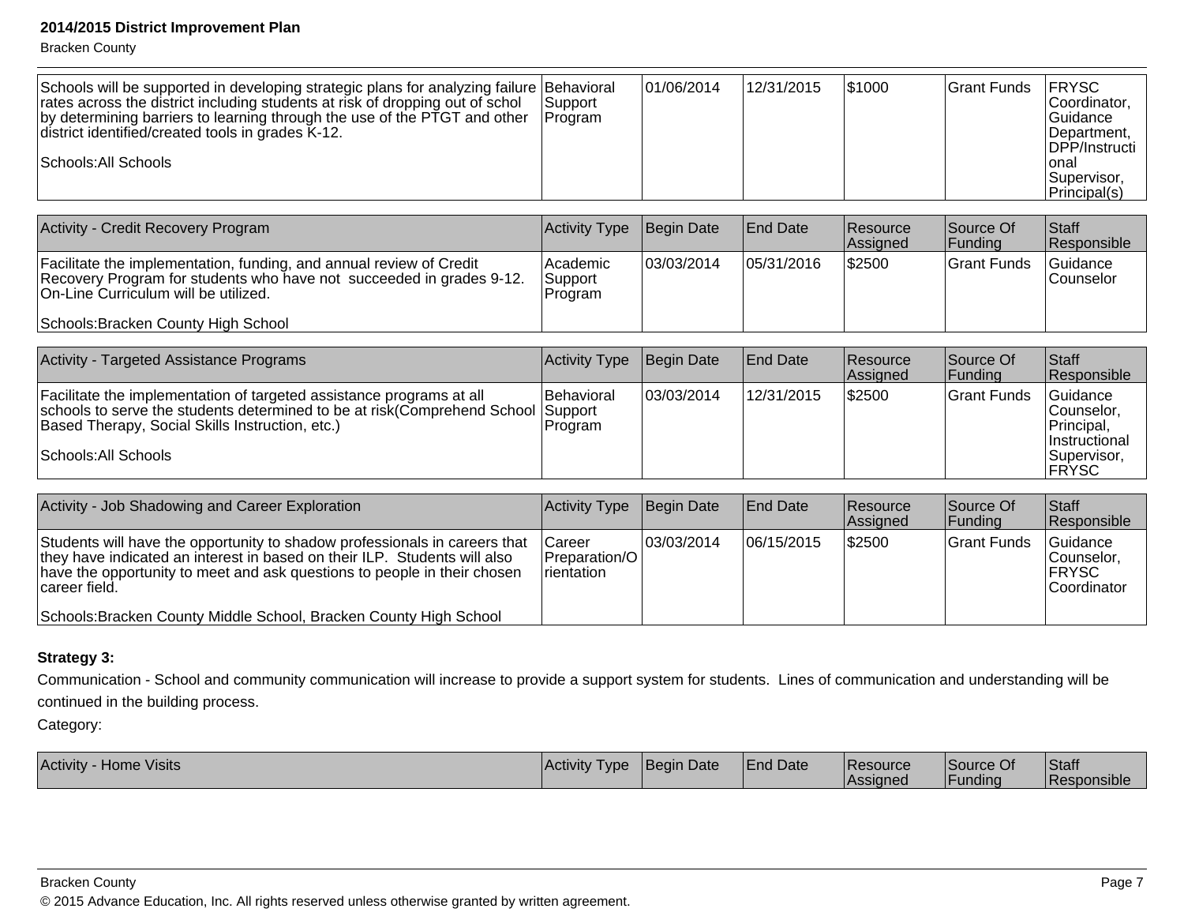| | | | | | | |
|---|---|---|---|---|---|---|
| Schools will be supported in developing strategic plans for analyzing failure rates across the district including students at risk of dropping out of schol by determining barriers to learning through the use of the PTGT and other district identified/created tools in grades K-12.<br><br>Schools:All Schools | Behavioral Support Program | 01/06/2014 | 12/31/2015 | $1000 | Grant Funds | FRYSC Coordinator, Guidance Department, DPP/Instructional Supervisor, Principal(s) |

| Activity - Credit Recovery Program | Activity Type | Begin Date | End Date | Resource Assigned | Source Of Funding | Staff Responsible |
|---|---|---|---|---|---|---|
| Facilitate the implementation, funding, and annual review of Credit Recovery Program for students who have not succeeded in grades 9-12. On-Line Curriculum will be utilized.<br><br>Schools:Bracken County High School | Academic Support Program | 03/03/2014 | 05/31/2016 | $2500 | Grant Funds | Guidance Counselor |

| Activity - Targeted Assistance Programs | Activity Type | Begin Date | End Date | Resource Assigned | Source Of Funding | Staff Responsible |
|---|---|---|---|---|---|---|
| Facilitate the implementation of targeted assistance programs at all schools to serve the students determined to be at risk(Comprehend School Based Therapy, Social Skills Instruction, etc.)<br><br>Schools:All Schools | Behavioral Support Program | 03/03/2014 | 12/31/2015 | $2500 | Grant Funds | Guidance Counselor, Principal, Instructional Supervisor, FRYSC |

| Activity - Job Shadowing and Career Exploration | Activity Type | Begin Date | End Date | Resource Assigned | Source Of Funding | Staff Responsible |
|---|---|---|---|---|---|---|
| Students will have the opportunity to shadow professionals in careers that they have indicated an interest in based on their ILP. Students will also have the opportunity to meet and ask questions to people in their chosen career field.<br><br>Schools:Bracken County Middle School, Bracken County High School | Career Preparation/Orientation | 03/03/2014 | 06/15/2015 | $2500 | Grant Funds | Guidance Counselor, FRYSC Coordinator |

**Strategy 3:**

Communication - School and community communication will increase to provide a support system for students. Lines of communication and understanding will be continued in the building process.

Category:

| Activity - Home Visits | Activity Type | Begin Date | End Date | Resource Assigned | Source Of Funding | Staff Responsible |
|---|---|---|---|---|---|---|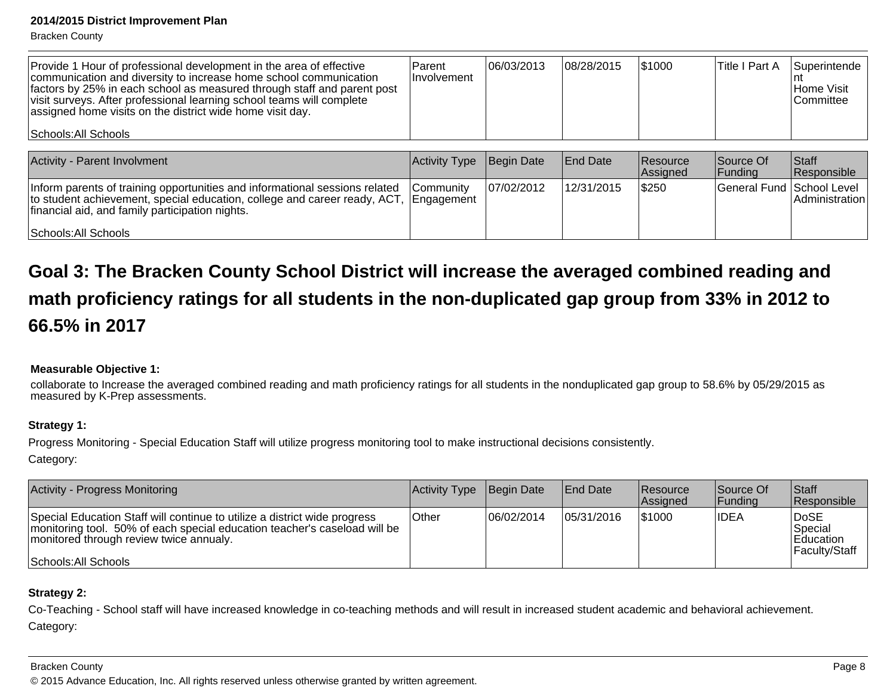| Provide 1 Hour of professional development in the area of effective communication and diversity to increase home school communication factors by 25% in each school as measured through staff and parent post visit surveys. After professional learning school teams will complete assigned home visits on the district wide home visit day.<br><br>Schools:All Schools | Parent Involvement | 06/03/2013 | 08/28/2015 | $1000 | Title I Part A | Superintendent<br>Home Visit Committee |
|---|---|---|---|---|---|---|

| Activity - Parent Involvment | Activity Type | Begin Date | End Date | Resource Assigned | Source Of Funding | Staff Responsible |
|---|---|---|---|---|---|---|
| Inform parents of training opportunities and informational sessions related to student achievement, special education, college and career ready, ACT, financial aid, and family participation nights.<br><br>Schools:All Schools | Community Engagement | 07/02/2012 | 12/31/2015 | $250 | General Fund | School Level Administration |

## Goal 3: The Bracken County School District will increase the averaged combined reading and math proficiency ratings for all students in the non-duplicated gap group from 33% in 2012 to 66.5% in 2017

**Measurable Objective 1:**

collaborate to Increase the averaged combined reading and math proficiency ratings for all students in the nonduplicated gap group to 58.6% by 05/29/2015 as measured by K-Prep assessments.

**Strategy 1:**

Progress Monitoring - Special Education Staff will utilize progress monitoring tool to make instructional decisions consistently.

Category:

| Activity - Progress Monitoring | Activity Type | Begin Date | End Date | Resource Assigned | Source Of Funding | Staff Responsible |
|---|---|---|---|---|---|---|
| Special Education Staff will continue to utilize a district wide progress monitoring tool. 50% of each special education teacher's caseload will be monitored through review twice annualy.<br><br>Schools:All Schools | Other | 06/02/2014 | 05/31/2016 | $1000 | IDEA | DoSE<br>Special Education Faculty/Staff |

**Strategy 2:**

Co-Teaching - School staff will have increased knowledge in co-teaching methods and will result in increased student academic and behavioral achievement.

Category: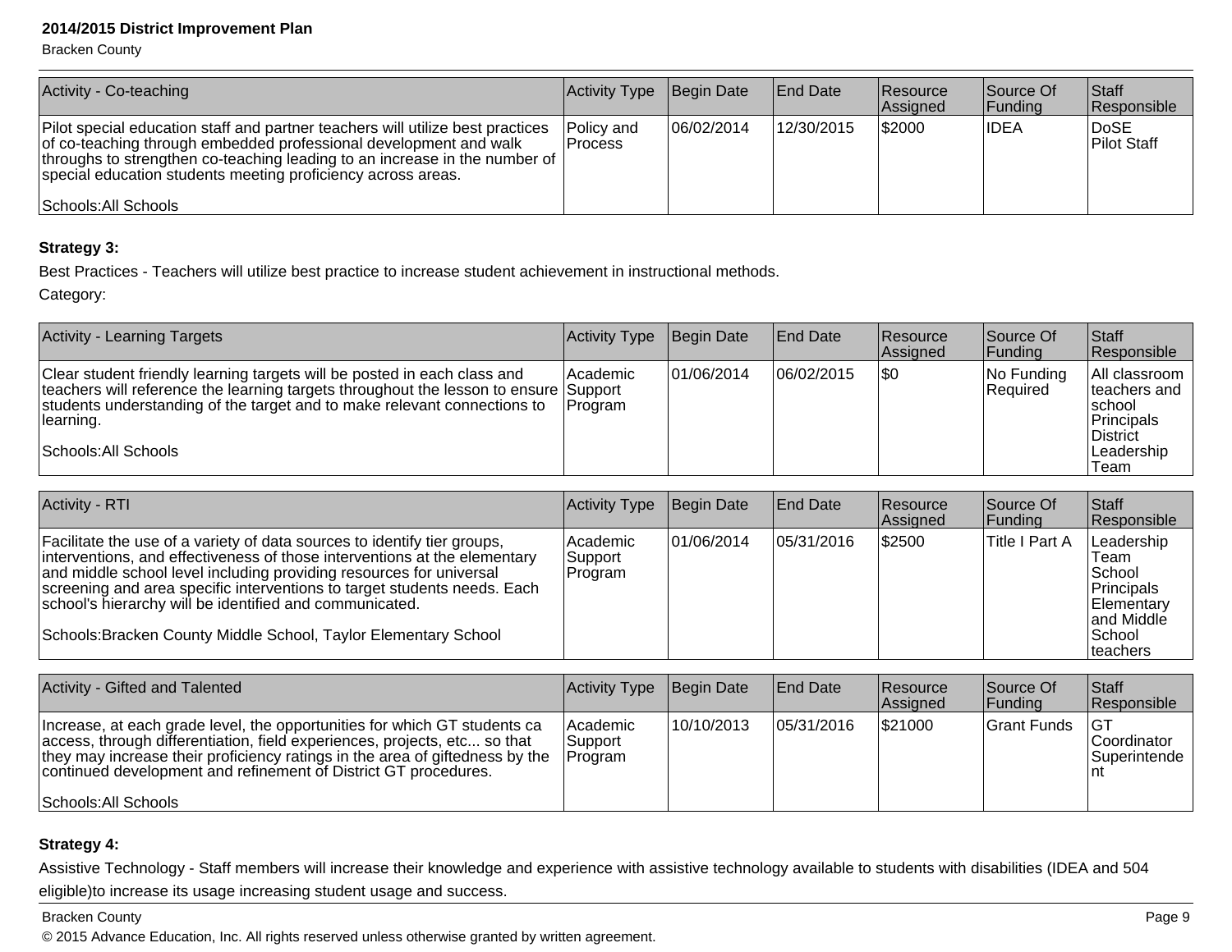| Activity - Co-teaching | Activity Type | Begin Date | End Date | Resource Assigned | Source Of Funding | Staff Responsible |
|---|---|---|---|---|---|---|
| Pilot special education staff and partner teachers will utilize best practices of co-teaching through embedded professional development and walk throughs to strengthen co-teaching leading to an increase in the number of special education students meeting proficiency across areas.<br><br>Schools:All Schools | Policy and Process | 06/02/2014 | 12/30/2015 | $2000 | IDEA | DoSE<br>Pilot Staff |

**Strategy 3:**

Best Practices - Teachers will utilize best practice to increase student achievement in instructional methods.

Category:

| Activity - Learning Targets | Activity Type | Begin Date | End Date | Resource Assigned | Source Of Funding | Staff Responsible |
|---|---|---|---|---|---|---|
| Clear student friendly learning targets will be posted in each class and teachers will reference the learning targets throughout the lesson to ensure students understanding of the target and to make relevant connections to learning.<br><br>Schools:All Schools | Academic Support Program | 01/06/2014 | 06/02/2015 | $0 | No Funding Required | All classroom teachers and school Principals District Leadership Team |

| Activity - RTI | Activity Type | Begin Date | End Date | Resource Assigned | Source Of Funding | Staff Responsible |
|---|---|---|---|---|---|---|
| Facilitate the use of a variety of data sources to identify tier groups, interventions, and effectiveness of those interventions at the elementary and middle school level including providing resources for universal screening and area specific interventions to target students needs. Each school's hierarchy will be identified and communicated.<br><br>Schools:Bracken County Middle School, Taylor Elementary School | Academic Support Program | 01/06/2014 | 05/31/2016 | $2500 | Title I Part A | Leadership Team School Principals Elementary and Middle School teachers |

| Activity - Gifted and Talented | Activity Type | Begin Date | End Date | Resource Assigned | Source Of Funding | Staff Responsible |
|---|---|---|---|---|---|---|
| Increase, at each grade level, the opportunities for which GT students ca access, through differentiation, field experiences, projects, etc... so that they may increase their proficiency ratings in the area of giftedness by the continued development and refinement of District GT procedures.<br><br>Schools:All Schools | Academic Support Program | 10/10/2013 | 05/31/2016 | $21000 | Grant Funds | GT Coordinator Superintendent |

**Strategy 4:**

Assistive Technology - Staff members will increase their knowledge and experience with assistive technology available to students with disabilities (IDEA and 504 eligible)to increase its usage increasing student usage and success.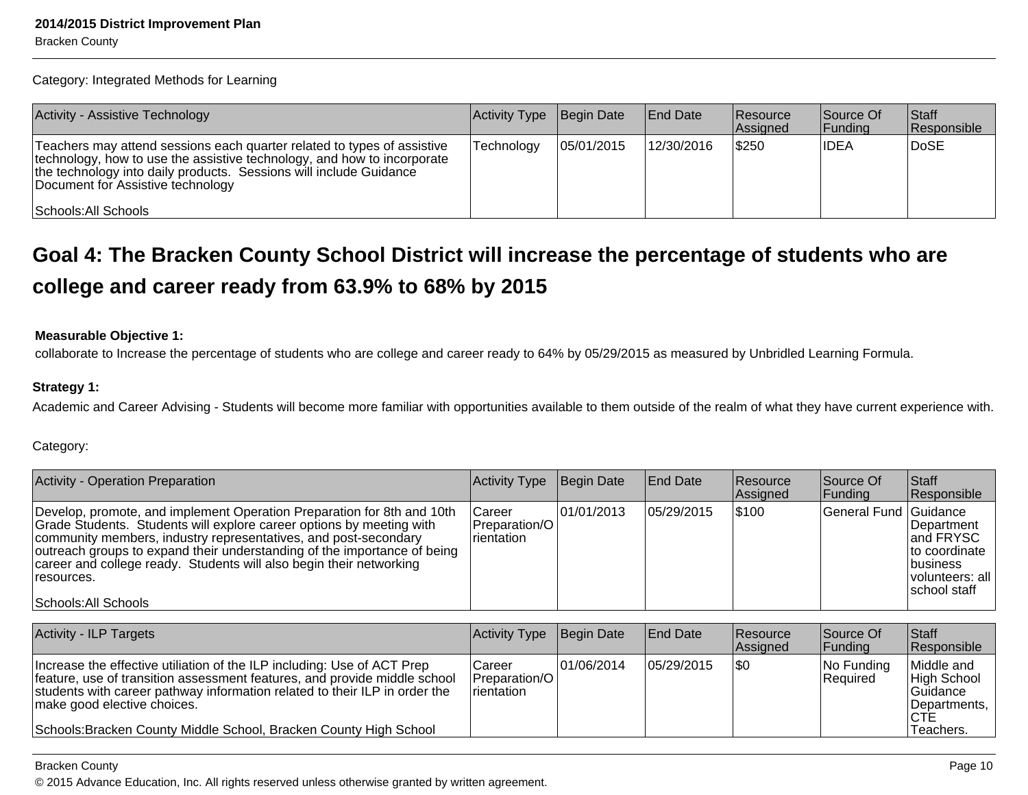Category: Integrated Methods for Learning

| Activity - Assistive Technology | Activity Type | Begin Date | End Date | Resource Assigned | Source Of Funding | Staff Responsible |
|---|---|---|---|---|---|---|
| Teachers may attend sessions each quarter related to types of assistive technology, how to use the assistive technology, and how to incorporate the technology into daily products. Sessions will include Guidance Document for Assistive technology<br><br>Schools:All Schools | Technology | 05/01/2015 | 12/30/2016 | $250 | IDEA | DoSE |

## Goal 4: The Bracken County School District will increase the percentage of students who are college and career ready from 63.9% to 68% by 2015

**Measurable Objective 1:**

collaborate to Increase the percentage of students who are college and career ready to 64% by 05/29/2015 as measured by Unbridled Learning Formula.

**Strategy 1:**

Academic and Career Advising - Students will become more familiar with opportunities available to them outside of the realm of what they have current experience with.

Category:

| Activity - Operation Preparation | Activity Type | Begin Date | End Date | Resource Assigned | Source Of Funding | Staff Responsible |
|---|---|---|---|---|---|---|
| Develop, promote, and implement Operation Preparation for 8th and 10th Grade Students. Students will explore career options by meeting with community members, industry representatives, and post-secondary outreach groups to expand their understanding of the importance of being career and college ready. Students will also begin their networking resources.<br><br>Schools:All Schools | Career Preparation/Orientation | 01/01/2013 | 05/29/2015 | $100 | General Fund | Guidance Department and FRYSC to coordinate business volunteers: all school staff |

| Activity - ILP Targets | Activity Type | Begin Date | End Date | Resource Assigned | Source Of Funding | Staff Responsible |
|---|---|---|---|---|---|---|
| Increase the effective utiliation of the ILP including: Use of ACT Prep feature, use of transition assessment features, and provide middle school students with career pathway information related to their ILP in order the make good elective choices.<br><br>Schools:Bracken County Middle School, Bracken County High School | Career Preparation/Orientation | 01/06/2014 | 05/29/2015 | $0 | No Funding Required | Middle and High School Guidance Departments, CTE Teachers. |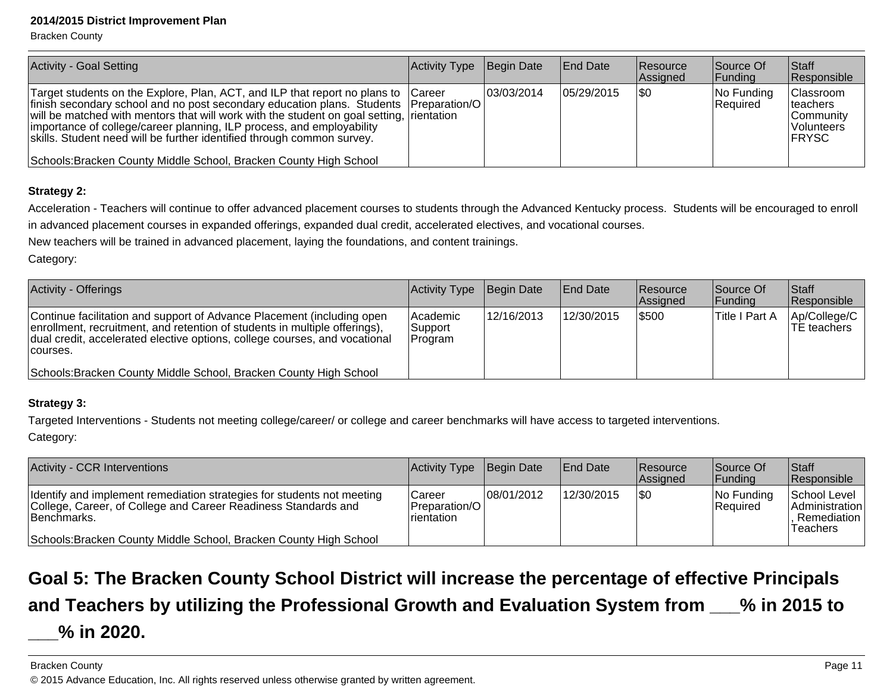| Activity - Goal Setting | Activity Type | Begin Date | End Date | Resource Assigned | Source Of Funding | Staff Responsible |
|---|---|---|---|---|---|---|
| Target students on the Explore, Plan, ACT, and ILP that report no plans to finish secondary school and no post secondary education plans. Students will be matched with mentors that will work with the student on goal setting, importance of college/career planning, ILP process, and employability skills. Student need will be further identified through common survey.<br><br>Schools:Bracken County Middle School, Bracken County High School | Career Preparation/Orientation | 03/03/2014 | 05/29/2015 | $0 | No Funding Required | Classroom teachers Community Volunteers FRYSC |

**Strategy 2:**

Acceleration - Teachers will continue to offer advanced placement courses to students through the Advanced Kentucky process. Students will be encouraged to enroll in advanced placement courses in expanded offerings, expanded dual credit, accelerated electives, and vocational courses.
New teachers will be trained in advanced placement, laying the foundations, and content trainings.
Category:

| Activity - Offerings | Activity Type | Begin Date | End Date | Resource Assigned | Source Of Funding | Staff Responsible |
|---|---|---|---|---|---|---|
| Continue facilitation and support of Advance Placement (including open enrollment, recruitment, and retention of students in multiple offerings), dual credit, accelerated elective options, college courses, and vocational courses.<br><br>Schools:Bracken County Middle School, Bracken County High School | Academic Support Program | 12/16/2013 | 12/30/2015 | $500 | Title I Part A | Ap/College/CTE teachers |

**Strategy 3:**

Targeted Interventions - Students not meeting college/career/ or college and career benchmarks will have access to targeted interventions.
Category:

| Activity - CCR Interventions | Activity Type | Begin Date | End Date | Resource Assigned | Source Of Funding | Staff Responsible |
|---|---|---|---|---|---|---|
| Identify and implement remediation strategies for students not meeting College, Career, of College and Career Readiness Standards and Benchmarks.<br><br>Schools:Bracken County Middle School, Bracken County High School | Career Preparation/Orientation | 08/01/2012 | 12/30/2015 | $0 | No Funding Required | School Level Administration, Remediation Teachers |

## Goal 5: The Bracken County School District will increase the percentage of effective Principals and Teachers by utilizing the Professional Growth and Evaluation System from ___% in 2015 to ___% in 2020.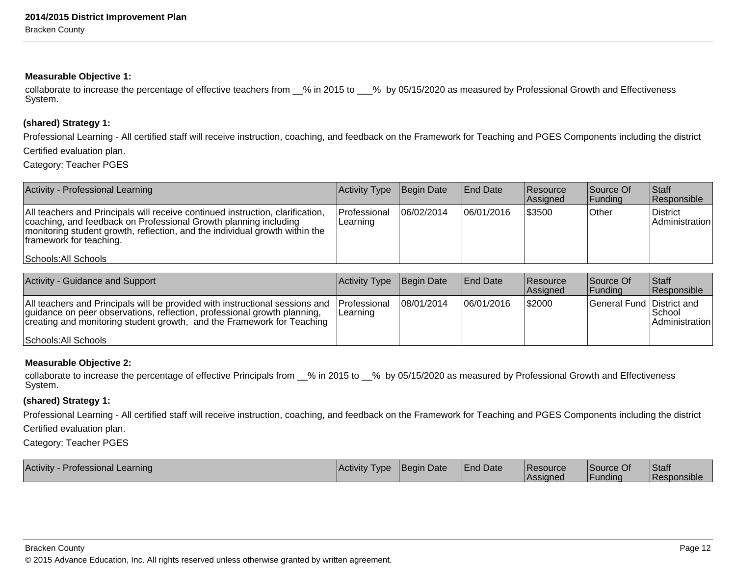**Measurable Objective 1:**

collaborate to increase the percentage of effective teachers from __% in 2015 to ___%  by 05/15/2020 as measured by Professional Growth and Effectiveness System.

**(shared) Strategy 1:**

Professional Learning - All certified staff will receive instruction, coaching, and feedback on the Framework for Teaching and PGES Components including the district Certified evaluation plan.

Category: Teacher PGES

| Activity - Professional Learning | Activity Type | Begin Date | End Date | Resource Assigned | Source Of Funding | Staff Responsible |
|---|---|---|---|---|---|---|
| All teachers and Principals will receive continued instruction, clarification, coaching, and feedback on Professional Growth planning including monitoring student growth, reflection, and the individual growth within the framework for teaching.<br><br>Schools:All Schools | Professional Learning | 06/02/2014 | 06/01/2016 | $3500 | Other | District Administration |

| Activity - Guidance and Support | Activity Type | Begin Date | End Date | Resource Assigned | Source Of Funding | Staff Responsible |
|---|---|---|---|---|---|---|
| All teachers and Principals will be provided with instructional sessions and guidance on peer observations, reflection, professional growth planning, creating and monitoring student growth,  and the Framework for Teaching<br><br>Schools:All Schools | Professional Learning | 08/01/2014 | 06/01/2016 | $2000 | General Fund | District and School Administration |

**Measurable Objective 2:**

collaborate to increase the percentage of effective Principals from __% in 2015 to __%  by 05/15/2020 as measured by Professional Growth and Effectiveness System.

**(shared) Strategy 1:**

Professional Learning - All certified staff will receive instruction, coaching, and feedback on the Framework for Teaching and PGES Components including the district Certified evaluation plan.

Category: Teacher PGES

| Activity - Professional Learning | Activity Type | Begin Date | End Date | Resource Assigned | Source Of Funding | Staff Responsible |
|---|---|---|---|---|---|---|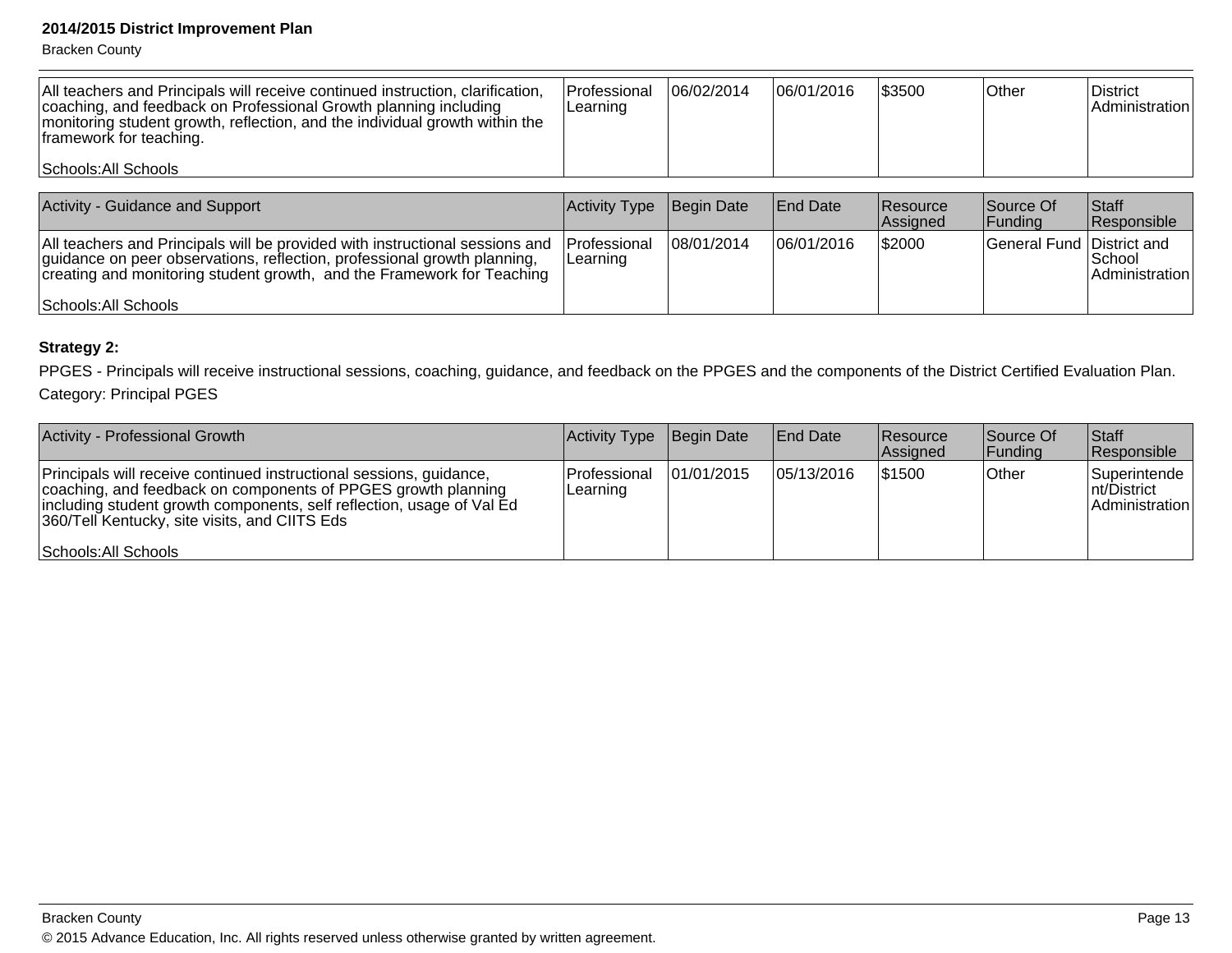| All teachers and Principals will receive continued instruction, clarification, coaching, and feedback on Professional Growth planning including monitoring student growth, reflection, and the individual growth within the framework for teaching.<br><br>Schools:All Schools | Professional Learning | 06/02/2014 | 06/01/2016 | $3500 | Other | District Administration |
|---|---|---|---|---|---|---|

| Activity - Guidance and Support | Activity Type | Begin Date | End Date | Resource Assigned | Source Of Funding | Staff Responsible |
|---|---|---|---|---|---|---|
| All teachers and Principals will be provided with instructional sessions and guidance on peer observations, reflection, professional growth planning, creating and monitoring student growth, and the Framework for Teaching<br><br>Schools:All Schools | Professional Learning | 08/01/2014 | 06/01/2016 | $2000 | General Fund | District and School Administration |

**Strategy 2:**

PPGES - Principals will receive instructional sessions, coaching, guidance, and feedback on the PPGES and the components of the District Certified Evaluation Plan.

Category: Principal PGES

| Activity - Professional Growth | Activity Type | Begin Date | End Date | Resource Assigned | Source Of Funding | Staff Responsible |
|---|---|---|---|---|---|---|
| Principals will receive continued instructional sessions, guidance, coaching, and feedback on components of PPGES growth planning including student growth components, self reflection, usage of Val Ed 360/Tell Kentucky, site visits, and CIITS Eds<br><br>Schools:All Schools | Professional Learning | 01/01/2015 | 05/13/2016 | $1500 | Other | Superintendent/District Administration |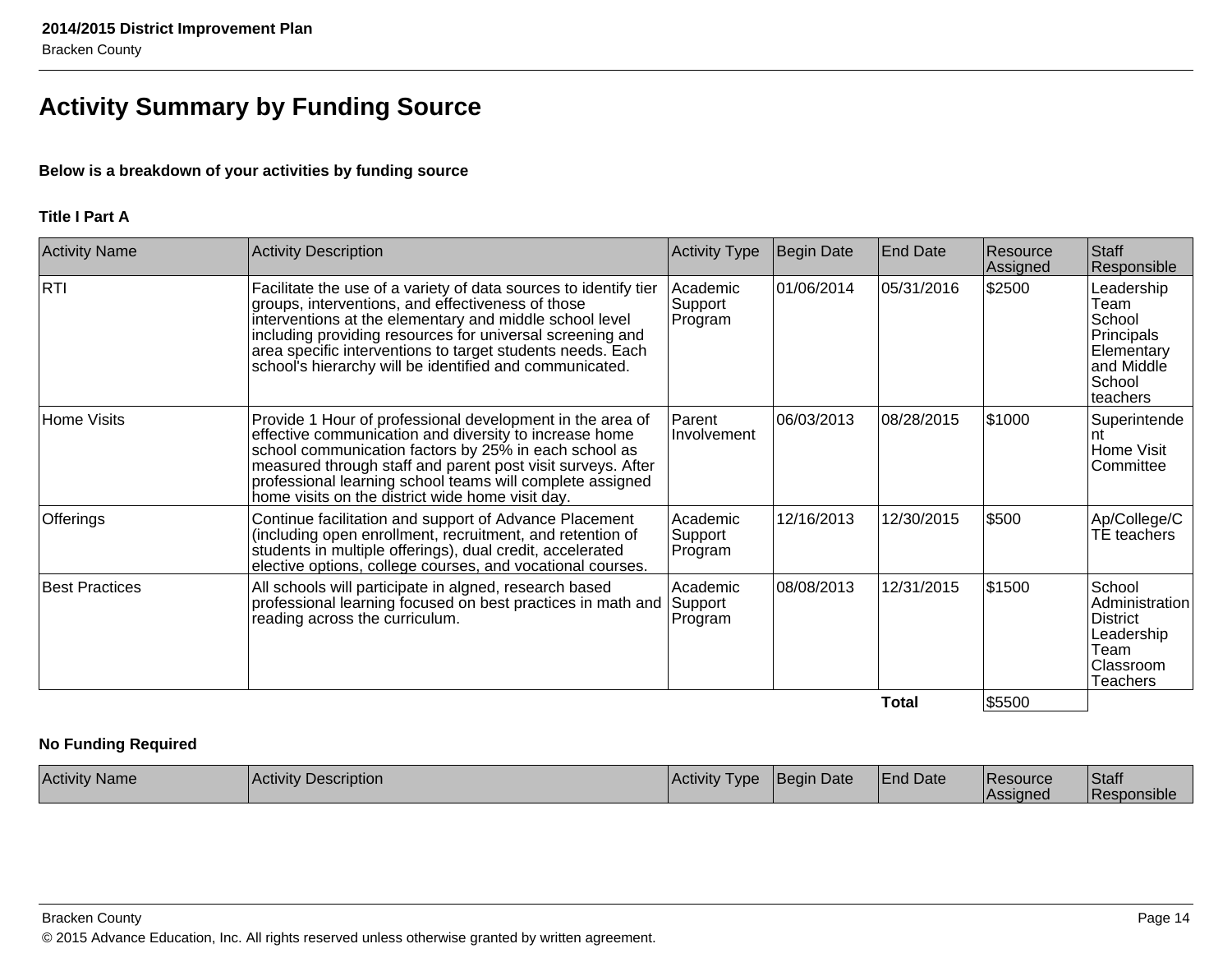# Activity Summary by Funding Source

**Below is a breakdown of your activities by funding source**

### Title I Part A

| Activity Name | Activity Description | Activity Type | Begin Date | End Date | Resource Assigned | Staff Responsible |
|---|---|---|---|---|---|---|
| RTI | Facilitate the use of a variety of data sources to identify tier groups, interventions, and effectiveness of those interventions at the elementary and middle school level including providing resources for universal screening and area specific interventions to target students needs. Each school's hierarchy will be identified and communicated. | Academic Support Program | 01/06/2014 | 05/31/2016 | $2500 | Leadership Team School Principals Elementary and Middle School teachers |
| Home Visits | Provide 1 Hour of professional development in the area of effective communication and diversity to increase home school communication factors by 25% in each school as measured through staff and parent post visit surveys. After professional learning school teams will complete assigned home visits on the district wide home visit day. | Parent Involvement | 06/03/2013 | 08/28/2015 | $1000 | Superintendent Home Visit Committee |
| Offerings | Continue facilitation and support of Advance Placement (including open enrollment, recruitment, and retention of students in multiple offerings), dual credit, accelerated elective options, college courses, and vocational courses. | Academic Support Program | 12/16/2013 | 12/30/2015 | $500 | Ap/College/CTE teachers |
| Best Practices | All schools will participate in algned, research based professional learning focused on best practices in math and reading across the curriculum. | Academic Support Program | 08/08/2013 | 12/31/2015 | $1500 | School Administration District Leadership Team Classroom Teachers |
| | | | | **Total** | $5500 | |

### No Funding Required

| Activity Name | Activity Description | Activity Type | Begin Date | End Date | Resource Assigned | Staff Responsible |
|---|---|---|---|---|---|---|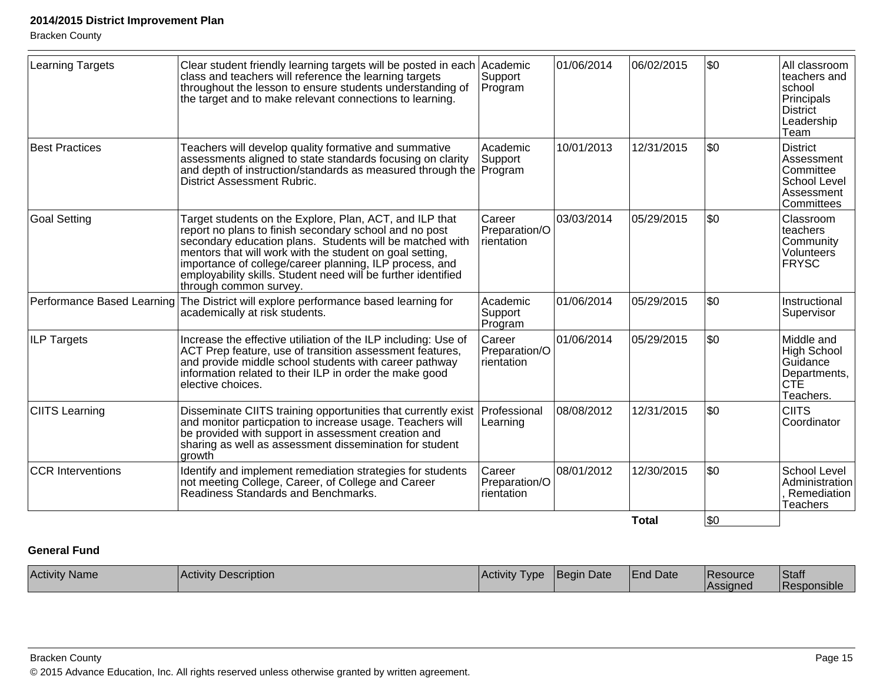| Learning Targets | Clear student friendly learning targets will be posted in each class and teachers will reference the learning targets throughout the lesson to ensure students understanding of the target and to make relevant connections to learning. | Academic Support Program | 01/06/2014 | 06/02/2015 | $0 | All classroom teachers and school Principals District Leadership Team |
|---|---|---|---|---|---|---|
| Best Practices | Teachers will develop quality formative and summative assessments aligned to state standards focusing on clarity and depth of instruction/standards as measured through the District Assessment Rubric. | Academic Support Program | 10/01/2013 | 12/31/2015 | $0 | District Assessment Committee School Level Assessment Committees |
| Goal Setting | Target students on the Explore, Plan, ACT, and ILP that report no plans to finish secondary school and no post secondary education plans. Students will be matched with mentors that will work with the student on goal setting, importance of college/career planning, ILP process, and employability skills. Student need will be further identified through common survey. | Career Preparation/Orientation | 03/03/2014 | 05/29/2015 | $0 | Classroom teachers Community Volunteers FRYSC |
| Performance Based Learning | The District will explore performance based learning for academically at risk students. | Academic Support Program | 01/06/2014 | 05/29/2015 | $0 | Instructional Supervisor |
| ILP Targets | Increase the effective utiliation of the ILP including: Use of ACT Prep feature, use of transition assessment features, and provide middle school students with career pathway information related to their ILP in order the make good elective choices. | Career Preparation/Orientation | 01/06/2014 | 05/29/2015 | $0 | Middle and High School Guidance Departments, CTE Teachers. |
| CIITS Learning | Disseminate CIITS training opportunities that currently exist and monitor particpation to increase usage. Teachers will be provided with support in assessment creation and sharing as well as assessment dissemination for student growth | Professional Learning | 08/08/2012 | 12/31/2015 | $0 | CIITS Coordinator |
| CCR Interventions | Identify and implement remediation strategies for students not meeting College, Career, of College and Career Readiness Standards and Benchmarks. | Career Preparation/Orientation | 08/01/2012 | 12/30/2015 | $0 | School Level Administration, Remediation Teachers |
| | | | | **Total** | $0 | |

**General Fund**

| Activity Name | Activity Description | Activity Type | Begin Date | End Date | Resource Assigned | Staff Responsible |
|---|---|---|---|---|---|---|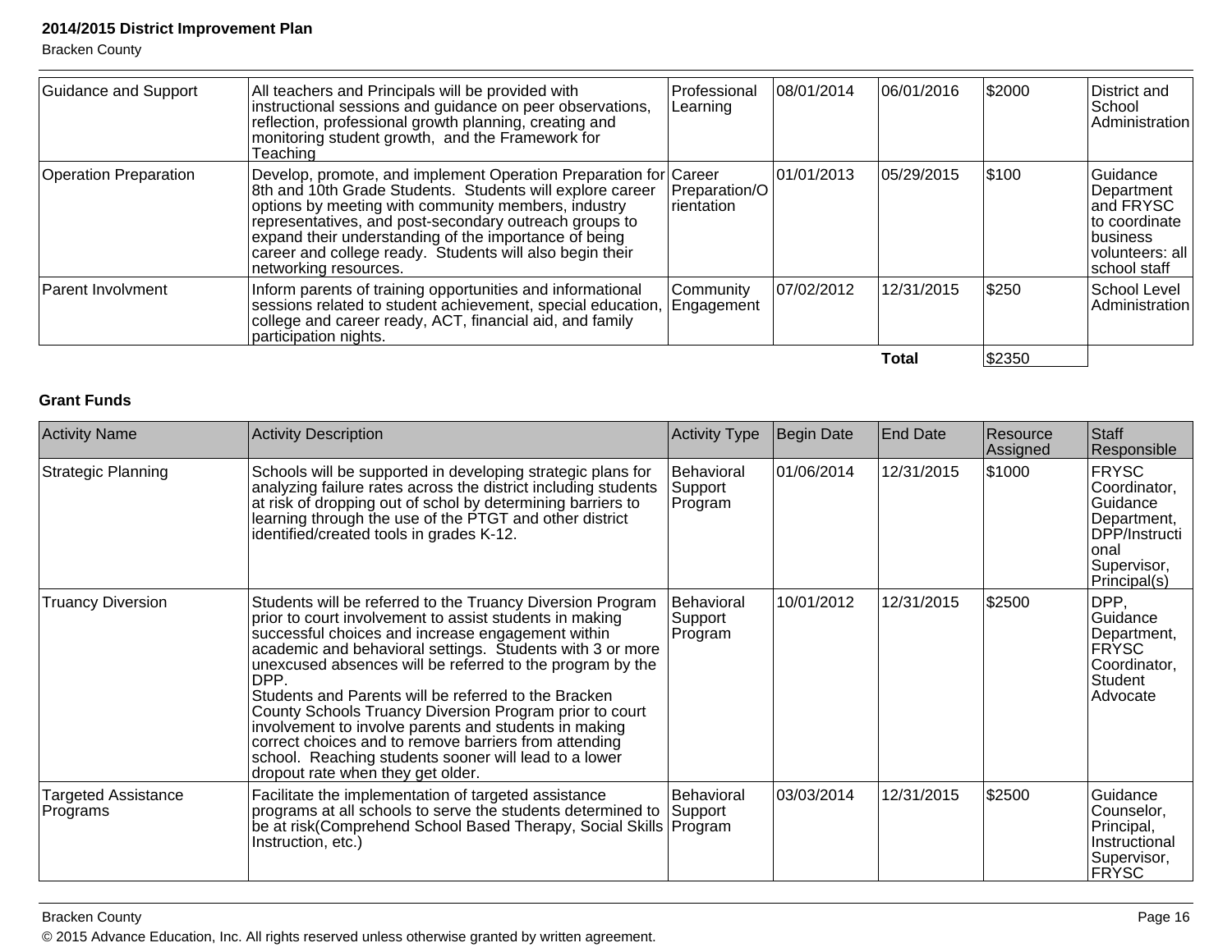| Guidance and Support | All teachers and Principals will be provided with instructional sessions and guidance on peer observations, reflection, professional growth planning, creating and monitoring student growth, and the Framework for Teaching | Professional Learning | 08/01/2014 | 06/01/2016 | $2000 | District and School Administration |
|---|---|---|---|---|---|---|
| Operation Preparation | Develop, promote, and implement Operation Preparation for 8th and 10th Grade Students. Students will explore career options by meeting with community members, industry representatives, and post-secondary outreach groups to expand their understanding of the importance of being career and college ready. Students will also begin their networking resources. | Career Preparation/Orientation | 01/01/2013 | 05/29/2015 | $100 | Guidance Department and FRYSC to coordinate business volunteers: all school staff |
| Parent Involvment | Inform parents of training opportunities and informational sessions related to student achievement, special education, college and career ready, ACT, financial aid, and family participation nights. | Community Engagement | 07/02/2012 | 12/31/2015 | $250 | School Level Administration |
| | | | | **Total** | $2350 | |

**Grant Funds**

| Activity Name | Activity Description | Activity Type | Begin Date | End Date | Resource Assigned | Staff Responsible |
|---|---|---|---|---|---|---|
| Strategic Planning | Schools will be supported in developing strategic plans for analyzing failure rates across the district including students at risk of dropping out of schol by determining barriers to learning through the use of the PTGT and other district identified/created tools in grades K-12. | Behavioral Support Program | 01/06/2014 | 12/31/2015 | $1000 | FRYSC Coordinator, Guidance Department, DPP/Instructional Supervisor, Principal(s) |
| Truancy Diversion | Students will be referred to the Truancy Diversion Program prior to court involvement to assist students in making successful choices and increase engagement within academic and behavioral settings. Students with 3 or more unexcused absences will be referred to the program by the DPP. Students and Parents will be referred to the Bracken County Schools Truancy Diversion Program prior to court involvement to involve parents and students in making correct choices and to remove barriers from attending school. Reaching students sooner will lead to a lower dropout rate when they get older. | Behavioral Support Program | 10/01/2012 | 12/31/2015 | $2500 | DPP, Guidance Department, FRYSC Coordinator, Student Advocate |
| Targeted Assistance Programs | Facilitate the implementation of targeted assistance programs at all schools to serve the students determined to be at risk(Comprehend School Based Therapy, Social Skills Instruction, etc.) | Behavioral Support Program | 03/03/2014 | 12/31/2015 | $2500 | Guidance Counselor, Principal, Instructional Supervisor, FRYSC |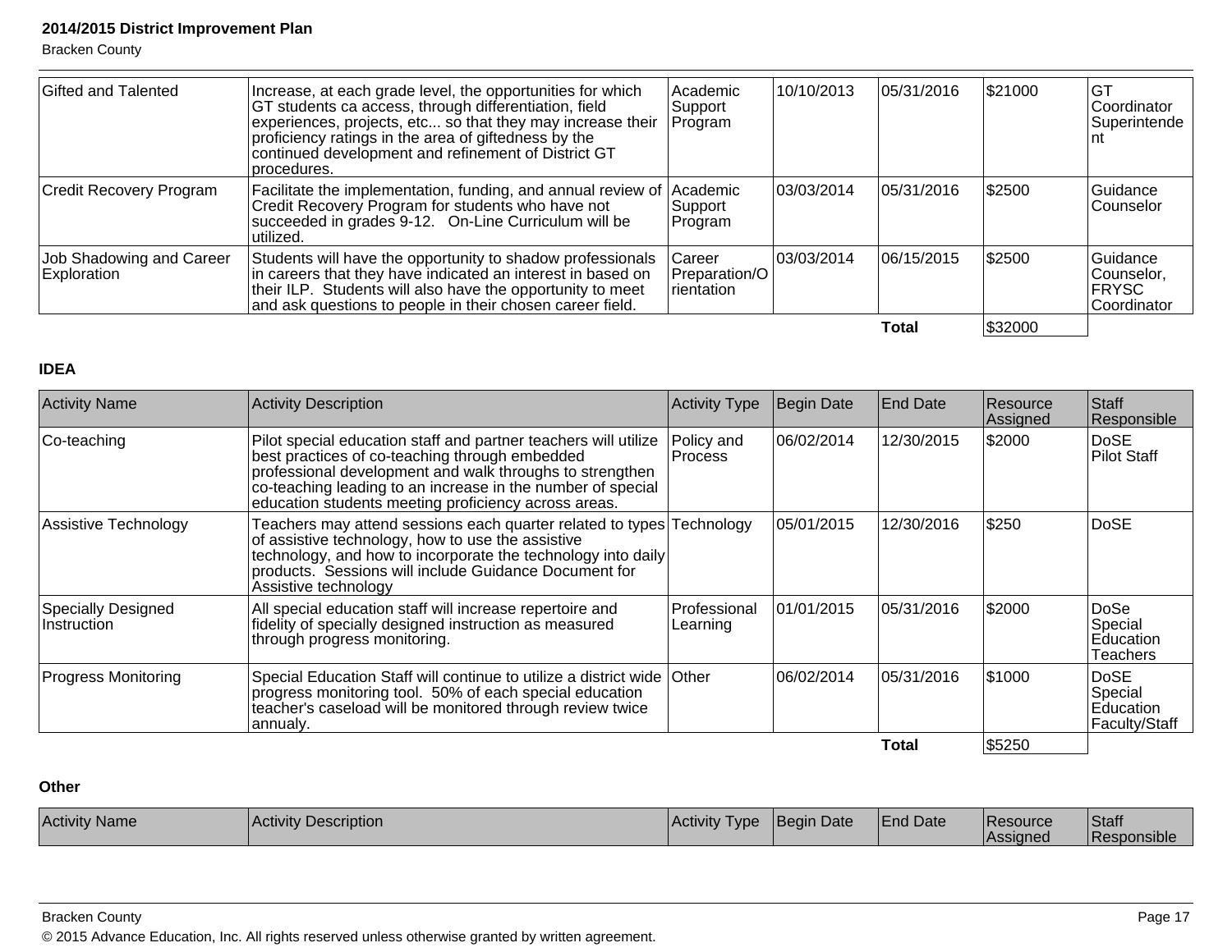| Gifted and Talented | Increase, at each grade level, the opportunities for which GT students ca access, through differentiation, field experiences, projects, etc... so that they may increase their proficiency ratings in the area of giftedness by the continued development and refinement of District GT procedures. | Academic Support Program | 10/10/2013 | 05/31/2016 | $21000 | GT Coordinator Superintendent |
|---|---|---|---|---|---|---|
| Credit Recovery Program | Facilitate the implementation, funding, and annual review of Credit Recovery Program for students who have not succeeded in grades 9-12. On-Line Curriculum will be utilized. | Academic Support Program | 03/03/2014 | 05/31/2016 | $2500 | Guidance Counselor |
| Job Shadowing and Career Exploration | Students will have the opportunity to shadow professionals in careers that they have indicated an interest in based on their ILP. Students will also have the opportunity to meet and ask questions to people in their chosen career field. | Career Preparation/Orientation | 03/03/2014 | 06/15/2015 | $2500 | Guidance Counselor, FRYSC Coordinator |
| | | | | **Total** | $32000 | |

**IDEA**

| Activity Name | Activity Description | Activity Type | Begin Date | End Date | Resource Assigned | Staff Responsible |
|---|---|---|---|---|---|---|
| Co-teaching | Pilot special education staff and partner teachers will utilize best practices of co-teaching through embedded professional development and walk throughs to strengthen co-teaching leading to an increase in the number of special education students meeting proficiency across areas. | Policy and Process | 06/02/2014 | 12/30/2015 | $2000 | DoSE Pilot Staff |
| Assistive Technology | Teachers may attend sessions each quarter related to types of assistive technology, how to use the assistive technology, and how to incorporate the technology into daily products. Sessions will include Guidance Document for Assistive technology | Technology | 05/01/2015 | 12/30/2016 | $250 | DoSE |
| Specially Designed Instruction | All special education staff will increase repertoire and fidelity of specially designed instruction as measured through progress monitoring. | Professional Learning | 01/01/2015 | 05/31/2016 | $2000 | DoSe Special Education Teachers |
| Progress Monitoring | Special Education Staff will continue to utilize a district wide progress monitoring tool. 50% of each special education teacher's caseload will be monitored through review twice annualy. | Other | 06/02/2014 | 05/31/2016 | $1000 | DoSE Special Education Faculty/Staff |
| | | | | **Total** | $5250 | |

**Other**

| Activity Name | Activity Description | Activity Type | Begin Date | End Date | Resource Assigned | Staff Responsible |
|---|---|---|---|---|---|---|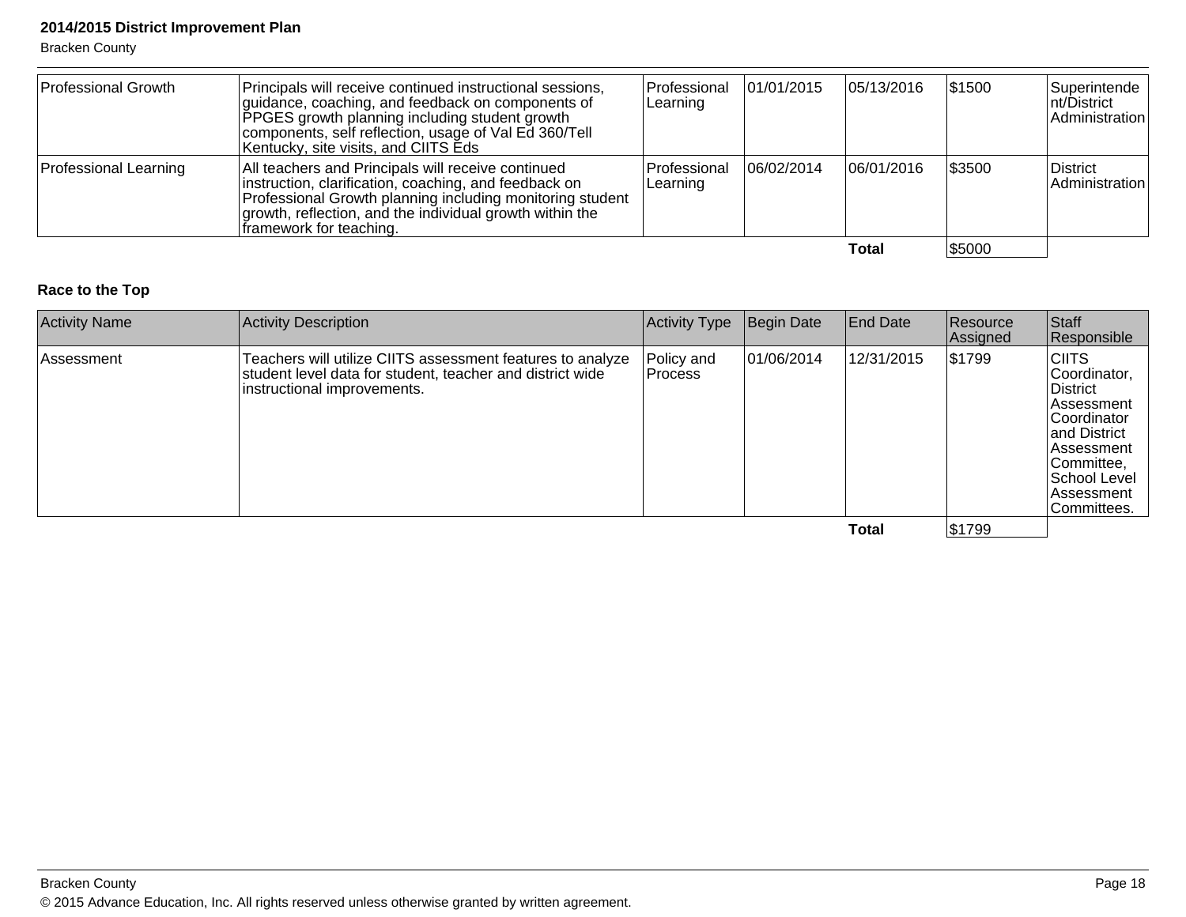| Activity Name | Activity Description | Activity Type | Begin Date | End Date | Resource Assigned | Staff Responsible |
|---|---|---|---|---|---|---|
| Professional Growth | Principals will receive continued instructional sessions, guidance, coaching, and feedback on components of PPGES growth planning including student growth components, self reflection, usage of Val Ed 360/Tell Kentucky, site visits, and CIITS Eds | Professional Learning | 01/01/2015 | 05/13/2016 | $1500 | Superintendent/District Administration |
| Professional Learning | All teachers and Principals will receive continued instruction, clarification, coaching, and feedback on Professional Growth planning including monitoring student growth, reflection, and the individual growth within the framework for teaching. | Professional Learning | 06/02/2014 | 06/01/2016 | $3500 | District Administration |
| | | | | **Total** | $5000 | |

### Race to the Top

| Activity Name | Activity Description | Activity Type | Begin Date | End Date | Resource Assigned | Staff Responsible |
|---|---|---|---|---|---|---|
| Assessment | Teachers will utilize CIITS assessment features to analyze student level data for student, teacher and district wide instructional improvements. | Policy and Process | 01/06/2014 | 12/31/2015 | $1799 | CIITS Coordinator, District Assessment Coordinator and District Assessment Committee, School Level Assessment Committees. |
| | | | | **Total** | $1799 | |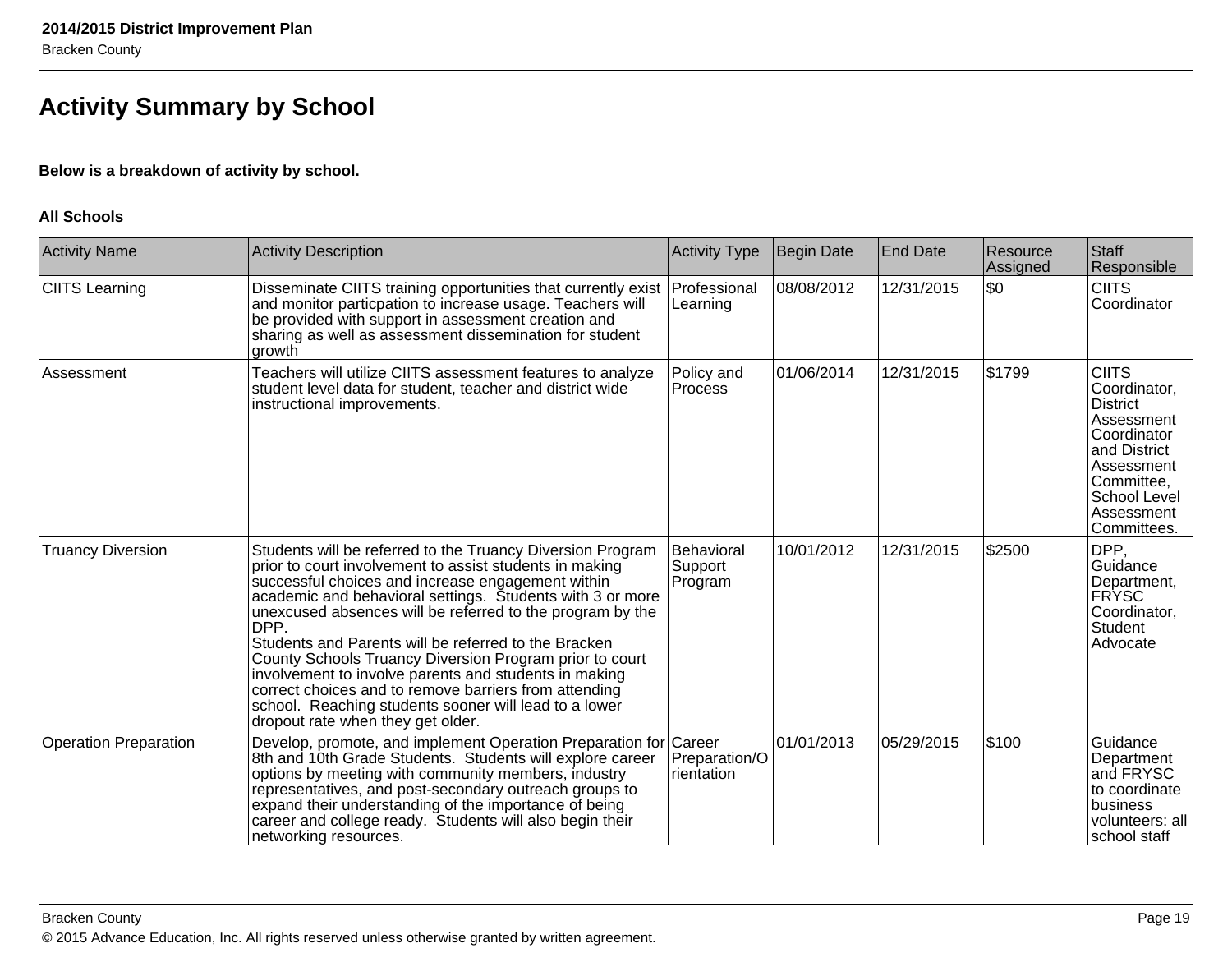# Activity Summary by School

**Below is a breakdown of activity by school.**

**All Schools**

| Activity Name | Activity Description | Activity Type | Begin Date | End Date | Resource Assigned | Staff Responsible |
|---|---|---|---|---|---|---|
| CIITS Learning | Disseminate CIITS training opportunities that currently exist and monitor particpation to increase usage. Teachers will be provided with support in assessment creation and sharing as well as assessment dissemination for student growth | Professional Learning | 08/08/2012 | 12/31/2015 | $0 | CIITS Coordinator |
| Assessment | Teachers will utilize CIITS assessment features to analyze student level data for student, teacher and district wide instructional improvements. | Policy and Process | 01/06/2014 | 12/31/2015 | $1799 | CIITS Coordinator, District Assessment Coordinator and District Assessment Committee, School Level Assessment Committees. |
| Truancy Diversion | Students will be referred to the Truancy Diversion Program prior to court involvement to assist students in making successful choices and increase engagement within academic and behavioral settings. Students with 3 or more unexcused absences will be referred to the program by the DPP. Students and Parents will be referred to the Bracken County Schools Truancy Diversion Program prior to court involvement to involve parents and students in making correct choices and to remove barriers from attending school. Reaching students sooner will lead to a lower dropout rate when they get older. | Behavioral Support Program | 10/01/2012 | 12/31/2015 | $2500 | DPP, Guidance Department, FRYSC Coordinator, Student Advocate |
| Operation Preparation | Develop, promote, and implement Operation Preparation for 8th and 10th Grade Students. Students will explore career options by meeting with community members, industry representatives, and post-secondary outreach groups to expand their understanding of the importance of being career and college ready. Students will also begin their networking resources. | Career Preparation/Orientation | 01/01/2013 | 05/29/2015 | $100 | Guidance Department and FRYSC to coordinate business volunteers: all school staff |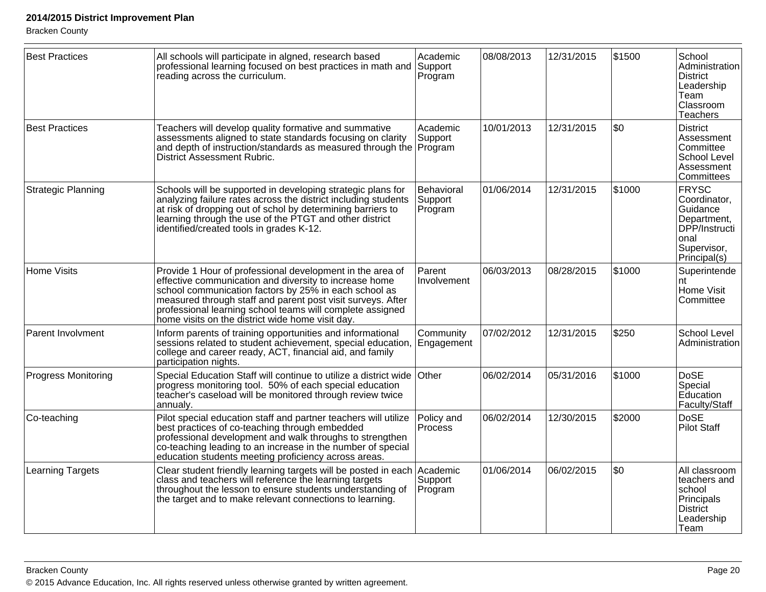| Best Practices | All schools will participate in algned, research based professional learning focused on best practices in math and reading across the curriculum. | Academic Support Program | 08/08/2013 | 12/31/2015 | $1500 | School Administration District Leadership Team Classroom Teachers |
|---|---|---|---|---|---|---|
| Best Practices | Teachers will develop quality formative and summative assessments aligned to state standards focusing on clarity and depth of instruction/standards as measured through the District Assessment Rubric. | Academic Support Program | 10/01/2013 | 12/31/2015 | $0 | District Assessment Committee School Level Assessment Committees |
| Strategic Planning | Schools will be supported in developing strategic plans for analyzing failure rates across the district including students at risk of dropping out of schol by determining barriers to learning through the use of the PTGT and other district identified/created tools in grades K-12. | Behavioral Support Program | 01/06/2014 | 12/31/2015 | $1000 | FRYSC Coordinator, Guidance Department, DPP/Instructional Supervisor, Principal(s) |
| Home Visits | Provide 1 Hour of professional development in the area of effective communication and diversity to increase home school communication factors by 25% in each school as measured through staff and parent post visit surveys. After professional learning school teams will complete assigned home visits on the district wide home visit day. | Parent Involvement | 06/03/2013 | 08/28/2015 | $1000 | Superintendent Home Visit Committee |
| Parent Involvment | Inform parents of training opportunities and informational sessions related to student achievement, special education, college and career ready, ACT, financial aid, and family participation nights. | Community Engagement | 07/02/2012 | 12/31/2015 | $250 | School Level Administration |
| Progress Monitoring | Special Education Staff will continue to utilize a district wide progress monitoring tool. 50% of each special education teacher's caseload will be monitored through review twice annualy. | Other | 06/02/2014 | 05/31/2016 | $1000 | DoSE Special Education Faculty/Staff |
| Co-teaching | Pilot special education staff and partner teachers will utilize best practices of co-teaching through embedded professional development and walk throughs to strengthen co-teaching leading to an increase in the number of special education students meeting proficiency across areas. | Policy and Process | 06/02/2014 | 12/30/2015 | $2000 | DoSE Pilot Staff |
| Learning Targets | Clear student friendly learning targets will be posted in each class and teachers will reference the learning targets throughout the lesson to ensure students understanding of the target and to make relevant connections to learning. | Academic Support Program | 01/06/2014 | 06/02/2015 | $0 | All classroom teachers and school Principals District Leadership Team |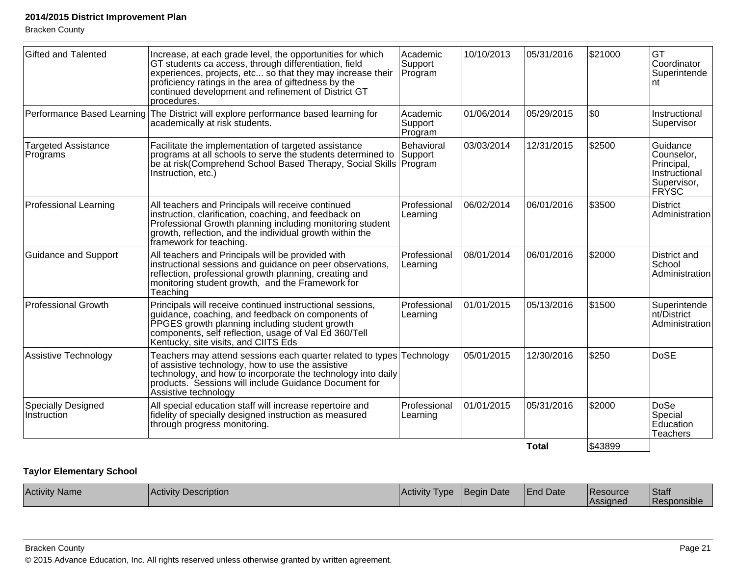| Gifted and Talented | Increase, at each grade level, the opportunities for which GT students ca access, through differentiation, field experiences, projects, etc... so that they may increase their proficiency ratings in the area of giftedness by the continued development and refinement of District GT procedures. | Academic Support Program | 10/10/2013 | 05/31/2016 | $21000 | GT Coordinator Superintendent |
|---|---|---|---|---|---|---|
| Performance Based Learning | The District will explore performance based learning for academically at risk students. | Academic Support Program | 01/06/2014 | 05/29/2015 | $0 | Instructional Supervisor |
| Targeted Assistance Programs | Facilitate the implementation of targeted assistance programs at all schools to serve the students determined to be at risk(Comprehend School Based Therapy, Social Skills Instruction, etc.) | Behavioral Support Program | 03/03/2014 | 12/31/2015 | $2500 | Guidance Counselor, Principal, Instructional Supervisor, FRYSC |
| Professional Learning | All teachers and Principals will receive continued instruction, clarification, coaching, and feedback on Professional Growth planning including monitoring student growth, reflection, and the individual growth within the framework for teaching. | Professional Learning | 06/02/2014 | 06/01/2016 | $3500 | District Administration |
| Guidance and Support | All teachers and Principals will be provided with instructional sessions and guidance on peer observations, reflection, professional growth planning, creating and monitoring student growth, and the Framework for Teaching | Professional Learning | 08/01/2014 | 06/01/2016 | $2000 | District and School Administration |
| Professional Growth | Principals will receive continued instructional sessions, guidance, coaching, and feedback on components of PPGES growth planning including student growth components, self reflection, usage of Val Ed 360/Tell Kentucky, site visits, and CIITS Eds | Professional Learning | 01/01/2015 | 05/13/2016 | $1500 | Superintendent/District Administration |
| Assistive Technology | Teachers may attend sessions each quarter related to types of assistive technology, how to use the assistive technology, and how to incorporate the technology into daily products. Sessions will include Guidance Document for Assistive technology | Technology | 05/01/2015 | 12/30/2016 | $250 | DoSE |
| Specially Designed Instruction | All special education staff will increase repertoire and fidelity of specially designed instruction as measured through progress monitoring. | Professional Learning | 01/01/2015 | 05/31/2016 | $2000 | DoSe Special Education Teachers |
| | | | | **Total** | $43899 | |

**Taylor Elementary School**

| Activity Name | Activity Description | Activity Type | Begin Date | End Date | Resource Assigned | Staff Responsible |
|---|---|---|---|---|---|---|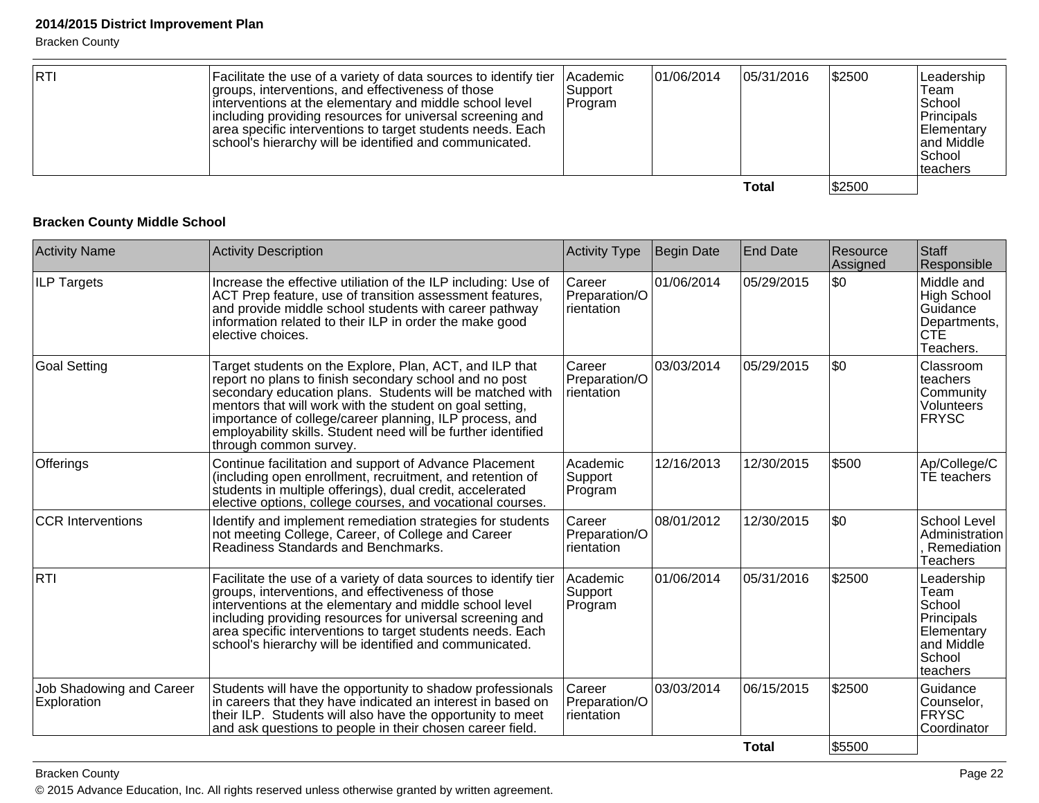| RTI | Facilitate the use of a variety of data sources to identify tier groups, interventions, and effectiveness of those interventions at the elementary and middle school level including providing resources for universal screening and area specific interventions to target students needs. Each school's hierarchy will be identified and communicated. | Academic Support Program | 01/06/2014 | 05/31/2016 | $2500 | Leadership Team School Principals Elementary and Middle School teachers |
|---|---|---|---|---|---|---|
| | | | | **Total** | $2500 | |

**Bracken County Middle School**

| Activity Name | Activity Description | Activity Type | Begin Date | End Date | Resource Assigned | Staff Responsible |
|---|---|---|---|---|---|---|
| ILP Targets | Increase the effective utiliation of the ILP including: Use of ACT Prep feature, use of transition assessment features, and provide middle school students with career pathway information related to their ILP in order the make good elective choices. | Career Preparation/Orientation | 01/06/2014 | 05/29/2015 | $0 | Middle and High School Guidance Departments, CTE Teachers. |
| Goal Setting | Target students on the Explore, Plan, ACT, and ILP that report no plans to finish secondary school and no post secondary education plans. Students will be matched with mentors that will work with the student on goal setting, importance of college/career planning, ILP process, and employability skills. Student need will be further identified through common survey. | Career Preparation/Orientation | 03/03/2014 | 05/29/2015 | $0 | Classroom teachers Community Volunteers FRYSC |
| Offerings | Continue facilitation and support of Advance Placement (including open enrollment, recruitment, and retention of students in multiple offerings), dual credit, accelerated elective options, college courses, and vocational courses. | Academic Support Program | 12/16/2013 | 12/30/2015 | $500 | Ap/College/CTE teachers |
| CCR Interventions | Identify and implement remediation strategies for students not meeting College, Career, of College and Career Readiness Standards and Benchmarks. | Career Preparation/Orientation | 08/01/2012 | 12/30/2015 | $0 | School Level Administration, Remediation Teachers |
| RTI | Facilitate the use of a variety of data sources to identify tier groups, interventions, and effectiveness of those interventions at the elementary and middle school level including providing resources for universal screening and area specific interventions to target students needs. Each school's hierarchy will be identified and communicated. | Academic Support Program | 01/06/2014 | 05/31/2016 | $2500 | Leadership Team School Principals Elementary and Middle School teachers |
| Job Shadowing and Career Exploration | Students will have the opportunity to shadow professionals in careers that they have indicated an interest in based on their ILP. Students will also have the opportunity to meet and ask questions to people in their chosen career field. | Career Preparation/Orientation | 03/03/2014 | 06/15/2015 | $2500 | Guidance Counselor, FRYSC Coordinator |
| | | | | **Total** | $5500 | |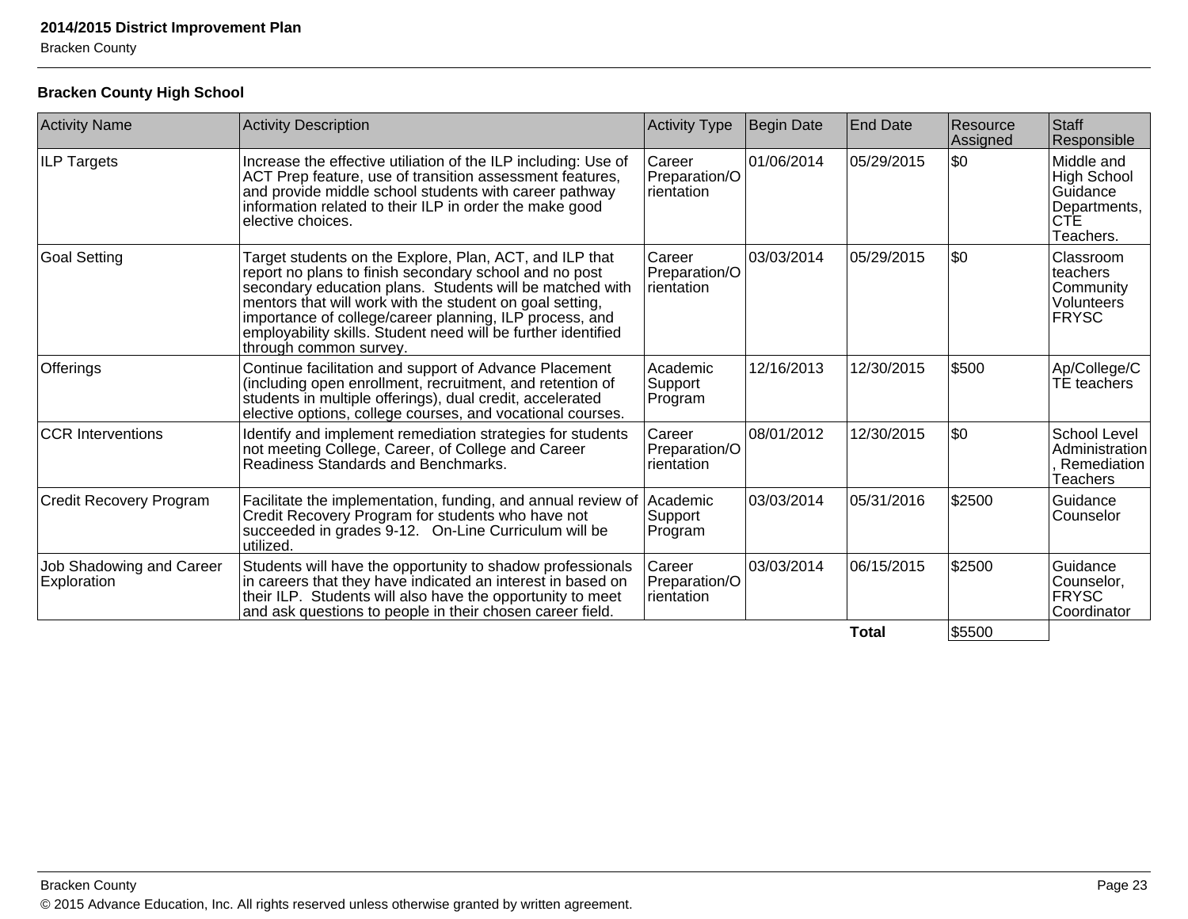### Bracken County High School

| Activity Name | Activity Description | Activity Type | Begin Date | End Date | Resource Assigned | Staff Responsible |
|---|---|---|---|---|---|---|
| ILP Targets | Increase the effective utiliation of the ILP including: Use of ACT Prep feature, use of transition assessment features, and provide middle school students with career pathway information related to their ILP in order the make good elective choices. | Career Preparation/Orientation | 01/06/2014 | 05/29/2015 | $0 | Middle and High School Guidance Departments, CTE Teachers. |
| Goal Setting | Target students on the Explore, Plan, ACT, and ILP that report no plans to finish secondary school and no post secondary education plans. Students will be matched with mentors that will work with the student on goal setting, importance of college/career planning, ILP process, and employability skills. Student need will be further identified through common survey. | Career Preparation/Orientation | 03/03/2014 | 05/29/2015 | $0 | Classroom teachers Community Volunteers FRYSC |
| Offerings | Continue facilitation and support of Advance Placement (including open enrollment, recruitment, and retention of students in multiple offerings), dual credit, accelerated elective options, college courses, and vocational courses. | Academic Support Program | 12/16/2013 | 12/30/2015 | $500 | Ap/College/CTE teachers |
| CCR Interventions | Identify and implement remediation strategies for students not meeting College, Career, of College and Career Readiness Standards and Benchmarks. | Career Preparation/Orientation | 08/01/2012 | 12/30/2015 | $0 | School Level Administration, Remediation Teachers |
| Credit Recovery Program | Facilitate the implementation, funding, and annual review of Credit Recovery Program for students who have not succeeded in grades 9-12. On-Line Curriculum will be utilized. | Academic Support Program | 03/03/2014 | 05/31/2016 | $2500 | Guidance Counselor |
| Job Shadowing and Career Exploration | Students will have the opportunity to shadow professionals in careers that they have indicated an interest in based on their ILP. Students will also have the opportunity to meet and ask questions to people in their chosen career field. | Career Preparation/Orientation | 03/03/2014 | 06/15/2015 | $2500 | Guidance Counselor, FRYSC Coordinator |
| | | | | **Total** | $5500 | |